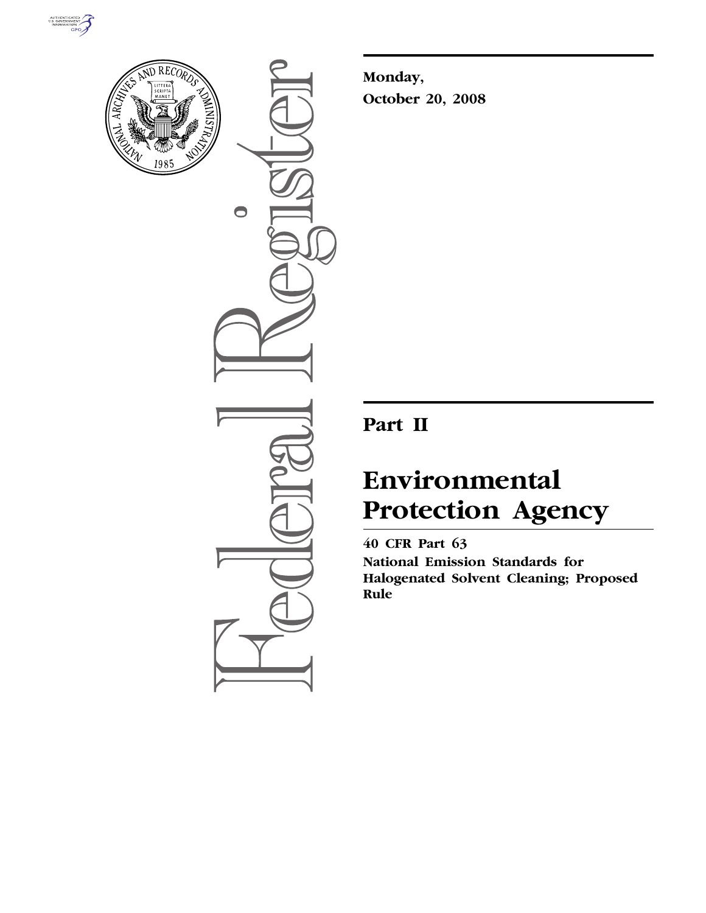**Monday,**
**October 20, 2008**

# Part II

# Environmental Protection Agency

**40 CFR Part 63**

**National Emission Standards for Halogenated Solvent Cleaning; Proposed Rule**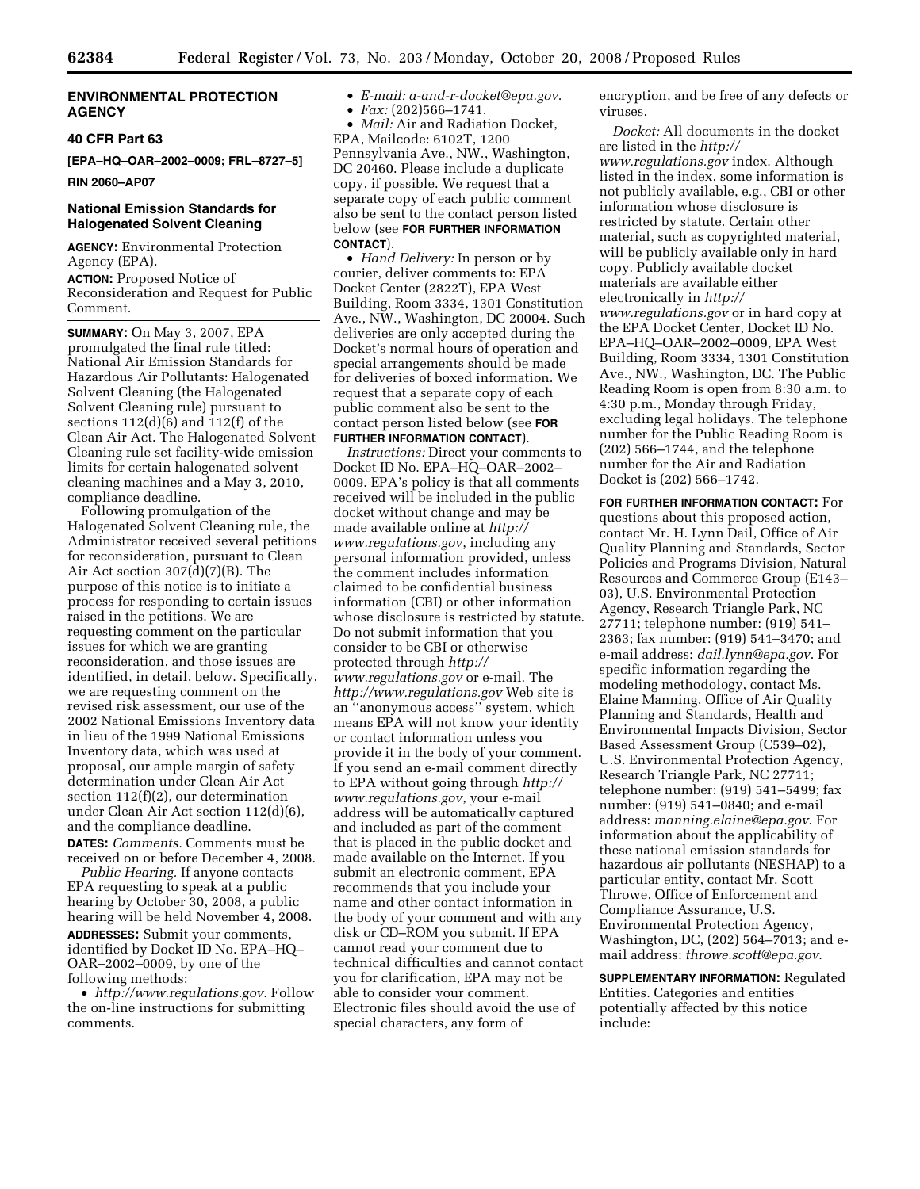## ENVIRONMENTAL PROTECTION AGENCY

### 40 CFR Part 63

**[EPA–HQ–OAR–2002–0009; FRL–8727–5]**

**RIN 2060–AP07**

### National Emission Standards for Halogenated Solvent Cleaning

**AGENCY:** Environmental Protection Agency (EPA).

**ACTION:** Proposed Notice of Reconsideration and Request for Public Comment.

**SUMMARY:** On May 3, 2007, EPA promulgated the final rule titled: National Air Emission Standards for Hazardous Air Pollutants: Halogenated Solvent Cleaning (the Halogenated Solvent Cleaning rule) pursuant to sections 112(d)(6) and 112(f) of the Clean Air Act. The Halogenated Solvent Cleaning rule set facility-wide emission limits for certain halogenated solvent cleaning machines and a May 3, 2010, compliance deadline.

Following promulgation of the Halogenated Solvent Cleaning rule, the Administrator received several petitions for reconsideration, pursuant to Clean Air Act section 307(d)(7)(B). The purpose of this notice is to initiate a process for responding to certain issues raised in the petitions. We are requesting comment on the particular issues for which we are granting reconsideration, and those issues are identified, in detail, below. Specifically, we are requesting comment on the revised risk assessment, our use of the 2002 National Emissions Inventory data in lieu of the 1999 National Emissions Inventory data, which was used at proposal, our ample margin of safety determination under Clean Air Act section 112(f)(2), our determination under Clean Air Act section 112(d)(6), and the compliance deadline.

**DATES:** *Comments.* Comments must be received on or before December 4, 2008.

*Public Hearing.* If anyone contacts EPA requesting to speak at a public hearing by October 30, 2008, a public hearing will be held November 4, 2008.

**ADDRESSES:** Submit your comments, identified by Docket ID No. EPA–HQ–OAR–2002–0009, by one of the following methods:

- *http://www.regulations.gov.* Follow the on-line instructions for submitting comments.
- *E-mail: a-and-r-docket@epa.gov.*
- *Fax:* (202)566–1741.
- *Mail:* Air and Radiation Docket, EPA, Mailcode: 6102T, 1200 Pennsylvania Ave., NW., Washington, DC 20460. Please include a duplicate copy, if possible. We request that a separate copy of each public comment also be sent to the contact person listed below (see **FOR FURTHER INFORMATION CONTACT**).
- *Hand Delivery:* In person or by courier, deliver comments to: EPA Docket Center (2822T), EPA West Building, Room 3334, 1301 Constitution Ave., NW., Washington, DC 20004. Such deliveries are only accepted during the Docket's normal hours of operation and special arrangements should be made for deliveries of boxed information. We request that a separate copy of each public comment also be sent to the contact person listed below (see **FOR FURTHER INFORMATION CONTACT**).

*Instructions:* Direct your comments to Docket ID No. EPA–HQ–OAR–2002–0009. EPA's policy is that all comments received will be included in the public docket without change and may be made available online at *http://www.regulations.gov*, including any personal information provided, unless the comment includes information claimed to be confidential business information (CBI) or other information whose disclosure is restricted by statute. Do not submit information that you consider to be CBI or otherwise protected through *http://www.regulations.gov* or e-mail. The *http://www.regulations.gov* Web site is an ''anonymous access'' system, which means EPA will not know your identity or contact information unless you provide it in the body of your comment. If you send an e-mail comment directly to EPA without going through *http://www.regulations.gov*, your e-mail address will be automatically captured and included as part of the comment that is placed in the public docket and made available on the Internet. If you submit an electronic comment, EPA recommends that you include your name and other contact information in the body of your comment and with any disk or CD–ROM you submit. If EPA cannot read your comment due to technical difficulties and cannot contact you for clarification, EPA may not be able to consider your comment. Electronic files should avoid the use of special characters, any form of encryption, and be free of any defects or viruses.

*Docket:* All documents in the docket are listed in the *http://www.regulations.gov* index. Although listed in the index, some information is not publicly available, e.g., CBI or other information whose disclosure is restricted by statute. Certain other material, such as copyrighted material, will be publicly available only in hard copy. Publicly available docket materials are available either electronically in *http://www.regulations.gov* or in hard copy at the EPA Docket Center, Docket ID No. EPA–HQ–OAR–2002–0009, EPA West Building, Room 3334, 1301 Constitution Ave., NW., Washington, DC. The Public Reading Room is open from 8:30 a.m. to 4:30 p.m., Monday through Friday, excluding legal holidays. The telephone number for the Public Reading Room is (202) 566–1744, and the telephone number for the Air and Radiation Docket is (202) 566–1742.

**FOR FURTHER INFORMATION CONTACT:** For questions about this proposed action, contact Mr. H. Lynn Dail, Office of Air Quality Planning and Standards, Sector Policies and Programs Division, Natural Resources and Commerce Group (E143–03), U.S. Environmental Protection Agency, Research Triangle Park, NC 27711; telephone number: (919) 541–2363; fax number: (919) 541–3470; and e-mail address: *dail.lynn@epa.gov*. For specific information regarding the modeling methodology, contact Ms. Elaine Manning, Office of Air Quality Planning and Standards, Health and Environmental Impacts Division, Sector Based Assessment Group (C539–02), U.S. Environmental Protection Agency, Research Triangle Park, NC 27711; telephone number: (919) 541–5499; fax number: (919) 541–0840; and e-mail address: *manning.elaine@epa.gov*. For information about the applicability of these national emission standards for hazardous air pollutants (NESHAP) to a particular entity, contact Mr. Scott Throwe, Office of Enforcement and Compliance Assurance, U.S. Environmental Protection Agency, Washington, DC, (202) 564–7013; and e-mail address: *throwe.scott@epa.gov*.

**SUPPLEMENTARY INFORMATION:** Regulated Entities. Categories and entities potentially affected by this notice include: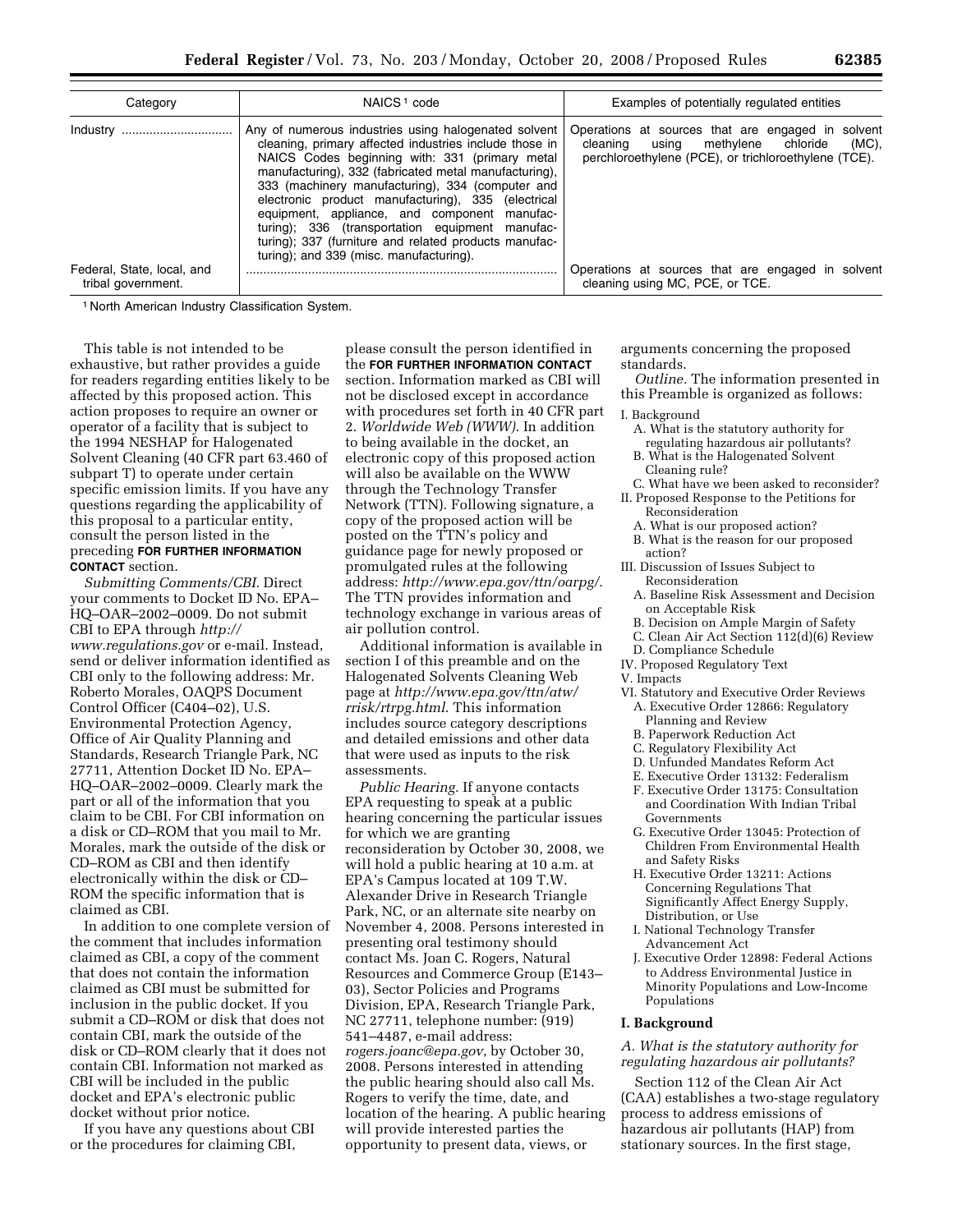| Category | NAICS[1] code | Examples of potentially regulated entities |
| --- | --- | --- |
| Industry ............................... | Any of numerous industries using halogenated solvent cleaning, primary affected industries include those in NAICS Codes beginning with: 331 (primary metal manufacturing), 332 (fabricated metal manufacturing), 333 (machinery manufacturing), 334 (computer and electronic product manufacturing), 335 (electrical equipment, appliance, and component manufacturing); 336 (transportation equipment manufacturing); 337 (furniture and related products manufacturing); and 339 (misc. manufacturing). | Operations at sources that are engaged in solvent cleaning using methylene chloride (MC), perchloroethylene (PCE), or trichloroethylene (TCE). |
| Federal, State, local, and tribal government. | ........................................................................................ | Operations at sources that are engaged in solvent cleaning using MC, PCE, or TCE. |

[1] North American Industry Classification System.

This table is not intended to be exhaustive, but rather provides a guide for readers regarding entities likely to be affected by this proposed action. This action proposes to require an owner or operator of a facility that is subject to the 1994 NESHAP for Halogenated Solvent Cleaning (40 CFR part 63.460 of subpart T) to operate under certain specific emission limits. If you have any questions regarding the applicability of this proposal to a particular entity, consult the person listed in the preceding **FOR FURTHER INFORMATION CONTACT** section.

*Submitting Comments/CBI.* Direct your comments to Docket ID No. EPA–HQ–OAR–2002–0009. Do not submit CBI to EPA through *http://www.regulations.gov* or e-mail. Instead, send or deliver information identified as CBI only to the following address: Mr. Roberto Morales, OAQPS Document Control Officer (C404–02), U.S. Environmental Protection Agency, Office of Air Quality Planning and Standards, Research Triangle Park, NC 27711, Attention Docket ID No. EPA–HQ–OAR–2002–0009. Clearly mark the part or all of the information that you claim to be CBI. For CBI information on a disk or CD–ROM that you mail to Mr. Morales, mark the outside of the disk or CD–ROM as CBI and then identify electronically within the disk or CD–ROM the specific information that is claimed as CBI.

In addition to one complete version of the comment that includes information claimed as CBI, a copy of the comment that does not contain the information claimed as CBI must be submitted for inclusion in the public docket. If you submit a CD–ROM or disk that does not contain CBI, mark the outside of the disk or CD–ROM clearly that it does not contain CBI. Information not marked as CBI will be included in the public docket and EPA's electronic public docket without prior notice.

If you have any questions about CBI or the procedures for claiming CBI, please consult the person identified in the **FOR FURTHER INFORMATION CONTACT** section. Information marked as CBI will not be disclosed except in accordance with procedures set forth in 40 CFR part 2. *Worldwide Web (WWW).* In addition to being available in the docket, an electronic copy of this proposed action will also be available on the WWW through the Technology Transfer Network (TTN). Following signature, a copy of the proposed action will be posted on the TTN's policy and guidance page for newly proposed or promulgated rules at the following address: *http://www.epa.gov/ttn/oarpg/*. The TTN provides information and technology exchange in various areas of air pollution control.

Additional information is available in section I of this preamble and on the Halogenated Solvents Cleaning Web page at *http://www.epa.gov/ttn/atw/rrisk/rtrpg.html*. This information includes source category descriptions and detailed emissions and other data that were used as inputs to the risk assessments.

*Public Hearing.* If anyone contacts EPA requesting to speak at a public hearing concerning the particular issues for which we are granting reconsideration by October 30, 2008, we will hold a public hearing at 10 a.m. at EPA's Campus located at 109 T.W. Alexander Drive in Research Triangle Park, NC, or an alternate site nearby on November 4, 2008. Persons interested in presenting oral testimony should contact Ms. Joan C. Rogers, Natural Resources and Commerce Group (E143–03), Sector Policies and Programs Division, EPA, Research Triangle Park, NC 27711, telephone number: (919) 541–4487, e-mail address: *rogers.joanc@epa.gov*, by October 30, 2008. Persons interested in attending the public hearing should also call Ms. Rogers to verify the time, date, and location of the hearing. A public hearing will provide interested parties the opportunity to present data, views, or arguments concerning the proposed standards.

*Outline.* The information presented in this Preamble is organized as follows:

I. Background
 A. What is the statutory authority for regulating hazardous air pollutants?
 B. What is the Halogenated Solvent Cleaning rule?
 C. What have we been asked to reconsider?
II. Proposed Response to the Petitions for Reconsideration
 A. What is our proposed action?
 B. What is the reason for our proposed action?
III. Discussion of Issues Subject to Reconsideration
 A. Baseline Risk Assessment and Decision on Acceptable Risk
 B. Decision on Ample Margin of Safety
 C. Clean Air Act Section 112(d)(6) Review
 D. Compliance Schedule
IV. Proposed Regulatory Text
V. Impacts
VI. Statutory and Executive Order Reviews
 A. Executive Order 12866: Regulatory Planning and Review
 B. Paperwork Reduction Act
 C. Regulatory Flexibility Act
 D. Unfunded Mandates Reform Act
 E. Executive Order 13132: Federalism
 F. Executive Order 13175: Consultation and Coordination With Indian Tribal Governments
 G. Executive Order 13045: Protection of Children From Environmental Health and Safety Risks
 H. Executive Order 13211: Actions Concerning Regulations That Significantly Affect Energy Supply, Distribution, or Use
 I. National Technology Transfer Advancement Act
 J. Executive Order 12898: Federal Actions to Address Environmental Justice in Minority Populations and Low-Income Populations

## I. Background

### *A. What is the statutory authority for regulating hazardous air pollutants?*

Section 112 of the Clean Air Act (CAA) establishes a two-stage regulatory process to address emissions of hazardous air pollutants (HAP) from stationary sources. In the first stage,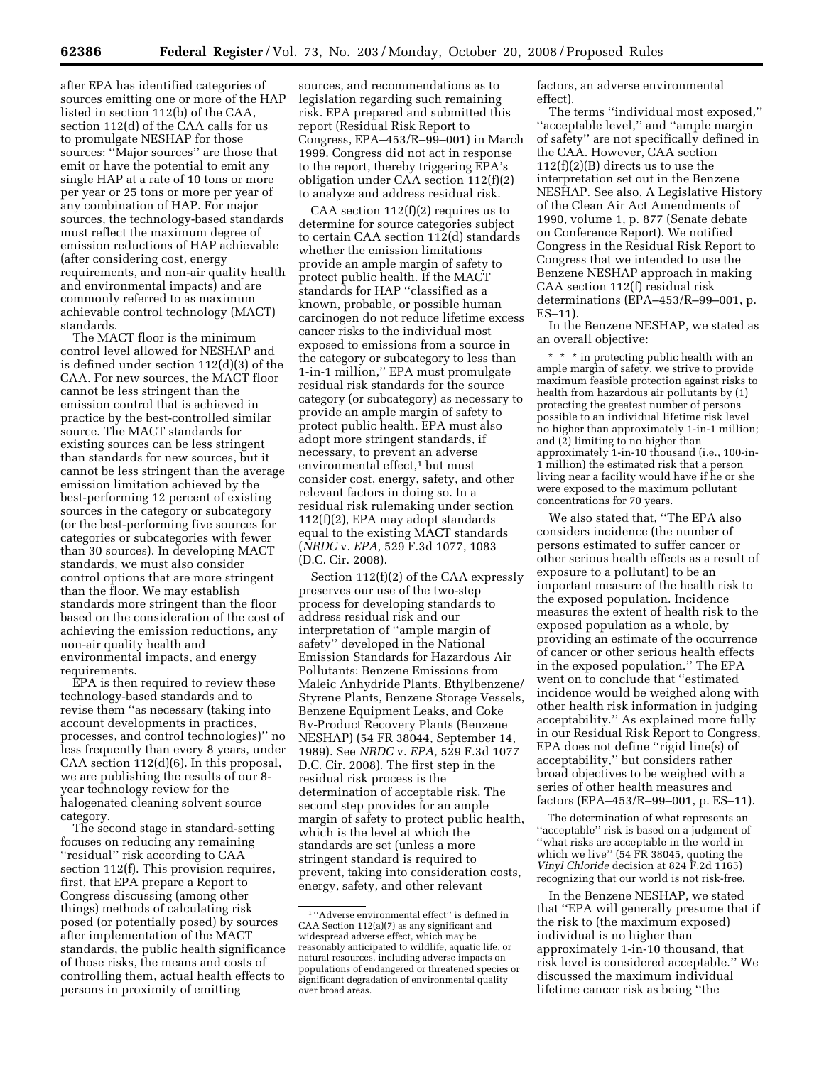after EPA has identified categories of sources emitting one or more of the HAP listed in section 112(b) of the CAA, section 112(d) of the CAA calls for us to promulgate NESHAP for those sources: ''Major sources'' are those that emit or have the potential to emit any single HAP at a rate of 10 tons or more per year or 25 tons or more per year of any combination of HAP. For major sources, the technology-based standards must reflect the maximum degree of emission reductions of HAP achievable (after considering cost, energy requirements, and non-air quality health and environmental impacts) and are commonly referred to as maximum achievable control technology (MACT) standards.

The MACT floor is the minimum control level allowed for NESHAP and is defined under section 112(d)(3) of the CAA. For new sources, the MACT floor cannot be less stringent than the emission control that is achieved in practice by the best-controlled similar source. The MACT standards for existing sources can be less stringent than standards for new sources, but it cannot be less stringent than the average emission limitation achieved by the best-performing 12 percent of existing sources in the category or subcategory (or the best-performing five sources for categories or subcategories with fewer than 30 sources). In developing MACT standards, we must also consider control options that are more stringent than the floor. We may establish standards more stringent than the floor based on the consideration of the cost of achieving the emission reductions, any non-air quality health and environmental impacts, and energy requirements.

EPA is then required to review these technology-based standards and to revise them ''as necessary (taking into account developments in practices, processes, and control technologies)'' no less frequently than every 8 years, under CAA section 112(d)(6). In this proposal, we are publishing the results of our 8-year technology review for the halogenated cleaning solvent source category.

The second stage in standard-setting focuses on reducing any remaining ''residual'' risk according to CAA section 112(f). This provision requires, first, that EPA prepare a Report to Congress discussing (among other things) methods of calculating risk posed (or potentially posed) by sources after implementation of the MACT standards, the public health significance of those risks, the means and costs of controlling them, actual health effects to persons in proximity of emitting sources, and recommendations as to legislation regarding such remaining risk. EPA prepared and submitted this report (Residual Risk Report to Congress, EPA–453/R–99–001) in March 1999. Congress did not act in response to the report, thereby triggering EPA's obligation under CAA section 112(f)(2) to analyze and address residual risk.

CAA section 112(f)(2) requires us to determine for source categories subject to certain CAA section 112(d) standards whether the emission limitations provide an ample margin of safety to protect public health. If the MACT standards for HAP ''classified as a known, probable, or possible human carcinogen do not reduce lifetime excess cancer risks to the individual most exposed to emissions from a source in the category or subcategory to less than 1-in-1 million,'' EPA must promulgate residual risk standards for the source category (or subcategory) as necessary to provide an ample margin of safety to protect public health. EPA must also adopt more stringent standards, if necessary, to prevent an adverse environmental effect,[1] but must consider cost, energy, safety, and other relevant factors in doing so. In a residual risk rulemaking under section 112(f)(2), EPA may adopt standards equal to the existing MACT standards (*NRDC* v. *EPA,* 529 F.3d 1077, 1083 (D.C. Cir. 2008).

Section 112(f)(2) of the CAA expressly preserves our use of the two-step process for developing standards to address residual risk and our interpretation of ''ample margin of safety'' developed in the National Emission Standards for Hazardous Air Pollutants: Benzene Emissions from Maleic Anhydride Plants, Ethylbenzene/Styrene Plants, Benzene Storage Vessels, Benzene Equipment Leaks, and Coke By-Product Recovery Plants (Benzene NESHAP) (54 FR 38044, September 14, 1989). See *NRDC* v. *EPA,* 529 F.3d 1077 D.C. Cir. 2008). The first step in the residual risk process is the determination of acceptable risk. The second step provides for an ample margin of safety to protect public health, which is the level at which the standards are set (unless a more stringent standard is required to prevent, taking into consideration costs, energy, safety, and other relevant factors, an adverse environmental effect).

The terms ''individual most exposed,'' ''acceptable level,'' and ''ample margin of safety'' are not specifically defined in the CAA. However, CAA section 112(f)(2)(B) directs us to use the interpretation set out in the Benzene NESHAP. See also, A Legislative History of the Clean Air Act Amendments of 1990, volume 1, p. 877 (Senate debate on Conference Report). We notified Congress in the Residual Risk Report to Congress that we intended to use the Benzene NESHAP approach in making CAA section 112(f) residual risk determinations (EPA–453/R–99–001, p. ES–11).

In the Benzene NESHAP, we stated as an overall objective:

> * * * in protecting public health with an ample margin of safety, we strive to provide maximum feasible protection against risks to health from hazardous air pollutants by (1) protecting the greatest number of persons possible to an individual lifetime risk level no higher than approximately 1-in-1 million; and (2) limiting to no higher than approximately 1-in-10 thousand (i.e., 100-in-1 million) the estimated risk that a person living near a facility would have if he or she were exposed to the maximum pollutant concentrations for 70 years.

We also stated that, ''The EPA also considers incidence (the number of persons estimated to suffer cancer or other serious health effects as a result of exposure to a pollutant) to be an important measure of the health risk to the exposed population. Incidence measures the extent of health risk to the exposed population as a whole, by providing an estimate of the occurrence of cancer or other serious health effects in the exposed population.'' The EPA went on to conclude that ''estimated incidence would be weighed along with other health risk information in judging acceptability.'' As explained more fully in our Residual Risk Report to Congress, EPA does not define ''rigid line(s) of acceptability,'' but considers rather broad objectives to be weighed with a series of other health measures and factors (EPA–453/R–99–001, p. ES–11).

> The determination of what represents an ''acceptable'' risk is based on a judgment of ''what risks are acceptable in the world in which we live'' (54 FR 38045, quoting the *Vinyl Chloride* decision at 824 F.2d 1165) recognizing that our world is not risk-free.

In the Benzene NESHAP, we stated that ''EPA will generally presume that if the risk to (the maximum exposed) individual is no higher than approximately 1-in-10 thousand, that risk level is considered acceptable.'' We discussed the maximum individual lifetime cancer risk as being ''the

[1] ''Adverse environmental effect'' is defined in CAA Section 112(a)(7) as any significant and widespread adverse effect, which may be reasonably anticipated to wildlife, aquatic life, or natural resources, including adverse impacts on populations of endangered or threatened species or significant degradation of environmental quality over broad areas.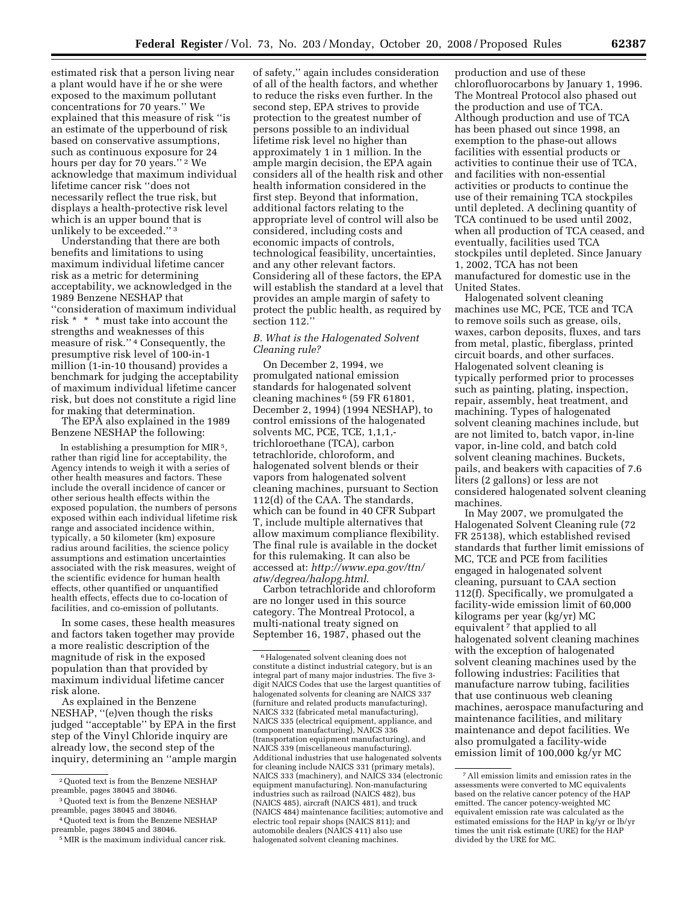estimated risk that a person living near a plant would have if he or she were exposed to the maximum pollutant concentrations for 70 years.'' We explained that this measure of risk ''is an estimate of the upperbound of risk based on conservative assumptions, such as continuous exposure for 24 hours per day for 70 years.'' [2] We acknowledge that maximum individual lifetime cancer risk ''does not necessarily reflect the true risk, but displays a health-protective risk level which is an upper bound that is unlikely to be exceeded.'' [3]

Understanding that there are both benefits and limitations to using maximum individual lifetime cancer risk as a metric for determining acceptability, we acknowledged in the 1989 Benzene NESHAP that ''consideration of maximum individual risk * * * must take into account the strengths and weaknesses of this measure of risk.'' [4] Consequently, the presumptive risk level of 100-in-1 million (1-in-10 thousand) provides a benchmark for judging the acceptability of maximum individual lifetime cancer risk, but does not constitute a rigid line for making that determination.

The EPA also explained in the 1989 Benzene NESHAP the following:

> In establishing a presumption for MIR [5], rather than rigid line for acceptability, the Agency intends to weigh it with a series of other health measures and factors. These include the overall incidence of cancer or other serious health effects within the exposed population, the numbers of persons exposed within each individual lifetime risk range and associated incidence within, typically, a 50 kilometer (km) exposure radius around facilities, the science policy assumptions and estimation uncertainties associated with the risk measures, weight of the scientific evidence for human health effects, other quantified or unquantified health effects, effects due to co-location of facilities, and co-emission of pollutants.

In some cases, these health measures and factors taken together may provide a more realistic description of the magnitude of risk in the exposed population than that provided by maximum individual lifetime cancer risk alone.

As explained in the Benzene NESHAP, ''(e)ven though the risks judged ''acceptable'' by EPA in the first step of the Vinyl Chloride inquiry are already low, the second step of the inquiry, determining an ''ample margin of safety,'' again includes consideration of all of the health factors, and whether to reduce the risks even further. In the second step, EPA strives to provide protection to the greatest number of persons possible to an individual lifetime risk level no higher than approximately 1 in 1 million. In the ample margin decision, the EPA again considers all of the health risk and other health information considered in the first step. Beyond that information, additional factors relating to the appropriate level of control will also be considered, including costs and economic impacts of controls, technological feasibility, uncertainties, and any other relevant factors. Considering all of these factors, the EPA will establish the standard at a level that provides an ample margin of safety to protect the public health, as required by section 112.''

### B. What is the Halogenated Solvent Cleaning rule?

On December 2, 1994, we promulgated national emission standards for halogenated solvent cleaning machines [6] (59 FR 61801, December 2, 1994) (1994 NESHAP), to control emissions of the halogenated solvents MC, PCE, TCE, 1,1,1-trichloroethane (TCA), carbon tetrachloride, chloroform, and halogenated solvent blends or their vapors from halogenated solvent cleaning machines, pursuant to Section 112(d) of the CAA. The standards, which can be found in 40 CFR Subpart T, include multiple alternatives that allow maximum compliance flexibility. The final rule is available in the docket for this rulemaking. It can also be accessed at: *http://www.epa.gov/ttn/atw/degrea/halopg.html*.

Carbon tetrachloride and chloroform are no longer used in this source category. The Montreal Protocol, a multi-national treaty signed on September 16, 1987, phased out the production and use of these chlorofluorocarbons by January 1, 1996. The Montreal Protocol also phased out the production and use of TCA. Although production and use of TCA has been phased out since 1998, an exemption to the phase-out allows facilities with essential products or activities to continue their use of TCA, and facilities with non-essential activities or products to continue the use of their remaining TCA stockpiles until depleted. A declining quantity of TCA continued to be used until 2002, when all production of TCA ceased, and eventually, facilities used TCA stockpiles until depleted. Since January 1, 2002, TCA has not been manufactured for domestic use in the United States.

Halogenated solvent cleaning machines use MC, PCE, TCE and TCA to remove soils such as grease, oils, waxes, carbon deposits, fluxes, and tars from metal, plastic, fiberglass, printed circuit boards, and other surfaces. Halogenated solvent cleaning is typically performed prior to processes such as painting, plating, inspection, repair, assembly, heat treatment, and machining. Types of halogenated solvent cleaning machines include, but are not limited to, batch vapor, in-line vapor, in-line cold, and batch cold solvent cleaning machines. Buckets, pails, and beakers with capacities of 7.6 liters (2 gallons) or less are not considered halogenated solvent cleaning machines.

In May 2007, we promulgated the Halogenated Solvent Cleaning rule (72 FR 25138), which established revised standards that further limit emissions of MC, TCE and PCE from facilities engaged in halogenated solvent cleaning, pursuant to CAA section 112(f). Specifically, we promulgated a facility-wide emission limit of 60,000 kilograms per year (kg/yr) MC equivalent [7] that applied to all halogenated solvent cleaning machines with the exception of halogenated solvent cleaning machines used by the following industries: Facilities that manufacture narrow tubing, facilities that use continuous web cleaning machines, aerospace manufacturing and maintenance facilities, and military maintenance and depot facilities. We also promulgated a facility-wide emission limit of 100,000 kg/yr MC

---

[2] Quoted text is from the Benzene NESHAP preamble, pages 38045 and 38046.

[3] Quoted text is from the Benzene NESHAP preamble, pages 38045 and 38046.

[4] Quoted text is from the Benzene NESHAP preamble, pages 38045 and 38046.

[5] MIR is the maximum individual cancer risk.

[6] Halogenated solvent cleaning does not constitute a distinct industrial category, but is an integral part of many major industries. The five 3-digit NAICS Codes that use the largest quantities of halogenated solvents for cleaning are NAICS 337 (furniture and related products manufacturing), NAICS 332 (fabricated metal manufacturing), NAICS 335 (electrical equipment, appliance, and component manufacturing), NAICS 336 (transportation equipment manufacturing), and NAICS 339 (miscellaneous manufacturing). Additional industries that use halogenated solvents for cleaning include NAICS 331 (primary metals), NAICS 333 (machinery), and NAICS 334 (electronic equipment manufacturing). Non-manufacturing industries such as railroad (NAICS 482), bus (NAICS 485), aircraft (NAICS 481), and truck (NAICS 484) maintenance facilities; automotive and electric tool repair shops (NAICS 811); and automobile dealers (NAICS 411) also use halogenated solvent cleaning machines.

[7] All emission limits and emission rates in the assessments were converted to MC equivalents based on the relative cancer potency of the HAP emitted. The cancer potency-weighted MC equivalent emission rate was calculated as the estimated emissions for the HAP in kg/yr or lb/yr times the unit risk estimate (URE) for the HAP divided by the URE for MC.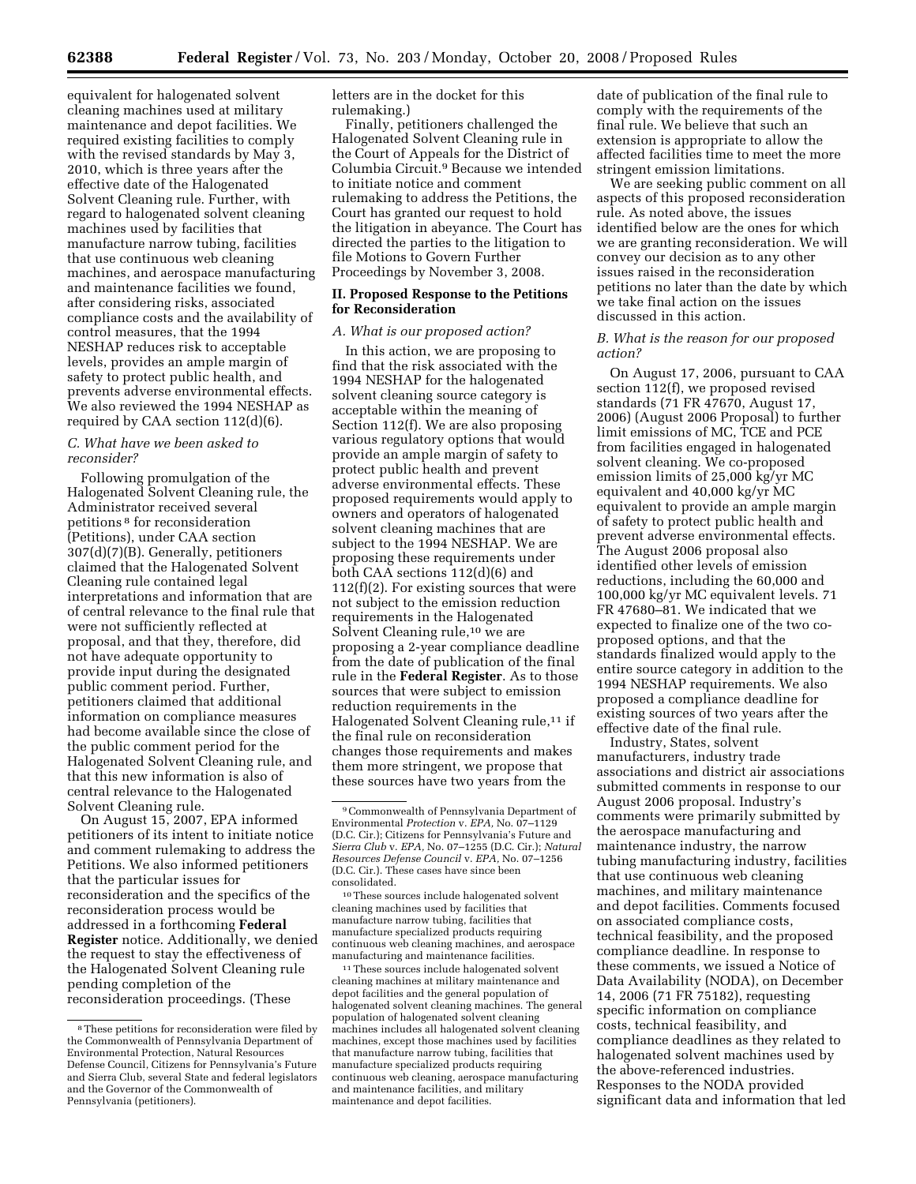equivalent for halogenated solvent cleaning machines used at military maintenance and depot facilities. We required existing facilities to comply with the revised standards by May 3, 2010, which is three years after the effective date of the Halogenated Solvent Cleaning rule. Further, with regard to halogenated solvent cleaning machines used by facilities that manufacture narrow tubing, facilities that use continuous web cleaning machines, and aerospace manufacturing and maintenance facilities we found, after considering risks, associated compliance costs and the availability of control measures, that the 1994 NESHAP reduces risk to acceptable levels, provides an ample margin of safety to protect public health, and prevents adverse environmental effects. We also reviewed the 1994 NESHAP as required by CAA section 112(d)(6).

### C. What have we been asked to reconsider?

Following promulgation of the Halogenated Solvent Cleaning rule, the Administrator received several petitions [8] for reconsideration (Petitions), under CAA section 307(d)(7)(B). Generally, petitioners claimed that the Halogenated Solvent Cleaning rule contained legal interpretations and information that are of central relevance to the final rule that were not sufficiently reflected at proposal, and that they, therefore, did not have adequate opportunity to provide input during the designated public comment period. Further, petitioners claimed that additional information on compliance measures had become available since the close of the public comment period for the Halogenated Solvent Cleaning rule, and that this new information is also of central relevance to the Halogenated Solvent Cleaning rule.

On August 15, 2007, EPA informed petitioners of its intent to initiate notice and comment rulemaking to address the Petitions. We also informed petitioners that the particular issues for reconsideration and the specifics of the reconsideration process would be addressed in a forthcoming **Federal Register** notice. Additionally, we denied the request to stay the effectiveness of the Halogenated Solvent Cleaning rule pending completion of the reconsideration proceedings. (These letters are in the docket for this rulemaking.)

Finally, petitioners challenged the Halogenated Solvent Cleaning rule in the Court of Appeals for the District of Columbia Circuit.[9] Because we intended to initiate notice and comment rulemaking to address the Petitions, the Court has granted our request to hold the litigation in abeyance. The Court has directed the parties to the litigation to file Motions to Govern Further Proceedings by November 3, 2008.

## II. Proposed Response to the Petitions for Reconsideration

### A. What is our proposed action?

In this action, we are proposing to find that the risk associated with the 1994 NESHAP for the halogenated solvent cleaning source category is acceptable within the meaning of Section 112(f). We are also proposing various regulatory options that would provide an ample margin of safety to protect public health and prevent adverse environmental effects. These proposed requirements would apply to owners and operators of halogenated solvent cleaning machines that are subject to the 1994 NESHAP. We are proposing these requirements under both CAA sections 112(d)(6) and 112(f)(2). For existing sources that were not subject to the emission reduction requirements in the Halogenated Solvent Cleaning rule,[10] we are proposing a 2-year compliance deadline from the date of publication of the final rule in the **Federal Register**. As to those sources that were subject to emission reduction requirements in the Halogenated Solvent Cleaning rule,[11] if the final rule on reconsideration changes those requirements and makes them more stringent, we propose that these sources have two years from the date of publication of the final rule to comply with the requirements of the final rule. We believe that such an extension is appropriate to allow the affected facilities time to meet the more stringent emission limitations.

We are seeking public comment on all aspects of this proposed reconsideration rule. As noted above, the issues identified below are the ones for which we are granting reconsideration. We will convey our decision as to any other issues raised in the reconsideration petitions no later than the date by which we take final action on the issues discussed in this action.

### B. What is the reason for our proposed action?

On August 17, 2006, pursuant to CAA section 112(f), we proposed revised standards (71 FR 47670, August 17, 2006) (August 2006 Proposal) to further limit emissions of MC, TCE and PCE from facilities engaged in halogenated solvent cleaning. We co-proposed emission limits of 25,000 kg/yr MC equivalent and 40,000 kg/yr MC equivalent to provide an ample margin of safety to protect public health and prevent adverse environmental effects. The August 2006 proposal also identified other levels of emission reductions, including the 60,000 and 100,000 kg/yr MC equivalent levels. 71 FR 47680–81. We indicated that we expected to finalize one of the two co-proposed options, and that the standards finalized would apply to the entire source category in addition to the 1994 NESHAP requirements. We also proposed a compliance deadline for existing sources of two years after the effective date of the final rule.

Industry, States, solvent manufacturers, industry trade associations and district air associations submitted comments in response to our August 2006 proposal. Industry's comments were primarily submitted by the aerospace manufacturing and maintenance industry, the narrow tubing manufacturing industry, facilities that use continuous web cleaning machines, and military maintenance and depot facilities. Comments focused on associated compliance costs, technical feasibility, and the proposed compliance deadline. In response to these comments, we issued a Notice of Data Availability (NODA), on December 14, 2006 (71 FR 75182), requesting specific information on compliance costs, technical feasibility, and compliance deadlines as they related to halogenated solvent machines used by the above-referenced industries. Responses to the NODA provided significant data and information that led

---

[8] These petitions for reconsideration were filed by the Commonwealth of Pennsylvania Department of Environmental Protection, Natural Resources Defense Council, Citizens for Pennsylvania's Future and Sierra Club, several State and federal legislators and the Governor of the Commonwealth of Pennsylvania (petitioners).

[9] Commonwealth of Pennsylvania Department of Environmental *Protection* v. *EPA,* No. 07–1129 (D.C. Cir.); Citizens for Pennsylvania's Future and *Sierra Club* v. *EPA,* No. 07–1255 (D.C. Cir.); *Natural Resources Defense Council* v. *EPA,* No. 07–1256 (D.C. Cir.). These cases have since been consolidated.

[10] These sources include halogenated solvent cleaning machines used by facilities that manufacture narrow tubing, facilities that manufacture specialized products requiring continuous web cleaning machines, and aerospace manufacturing and maintenance facilities.

[11] These sources include halogenated solvent cleaning machines at military maintenance and depot facilities and the general population of halogenated solvent cleaning machines. The general population of halogenated solvent cleaning machines includes all halogenated solvent cleaning machines, except those machines used by facilities that manufacture narrow tubing, facilities that manufacture specialized products requiring continuous web cleaning, aerospace manufacturing and maintenance facilities, and military maintenance and depot facilities.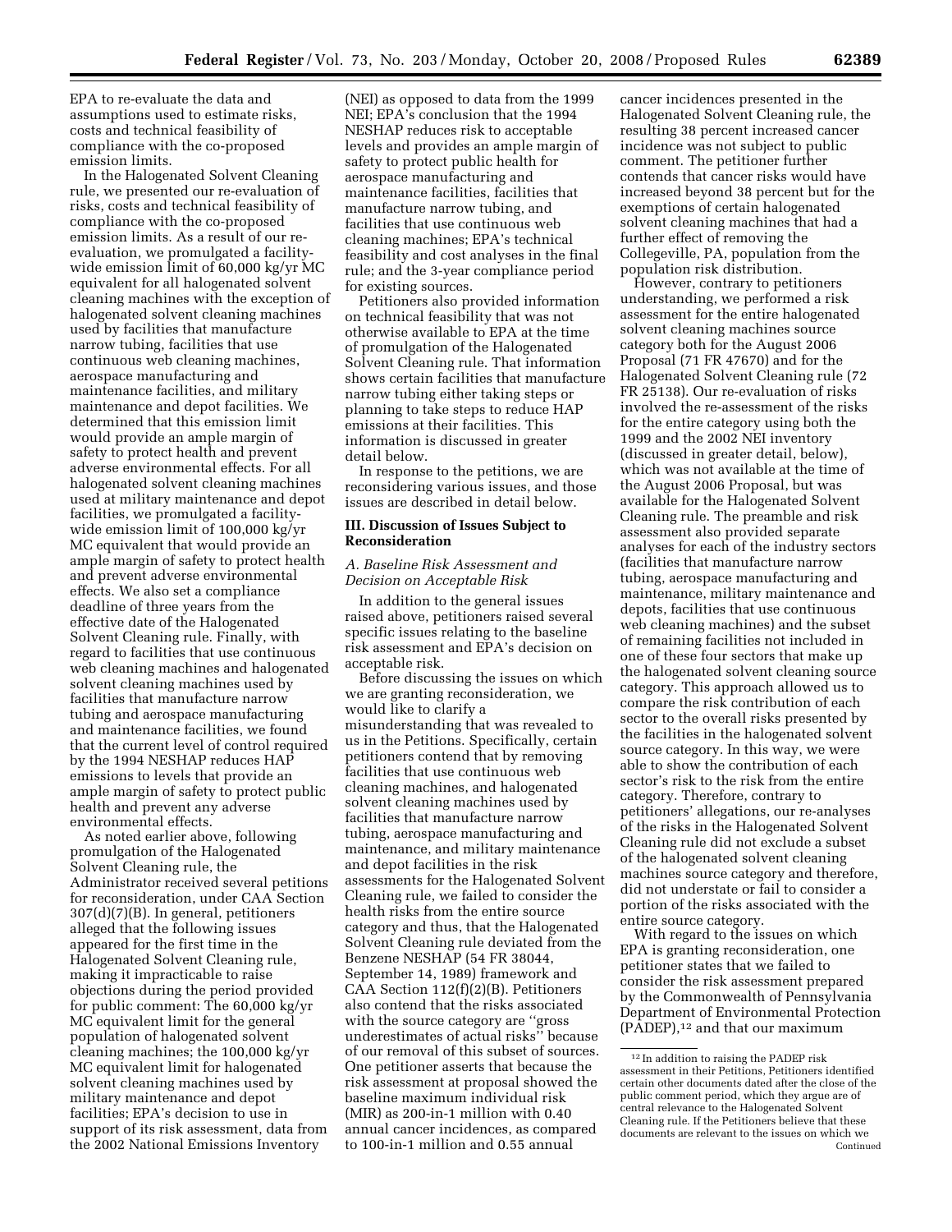EPA to re-evaluate the data and assumptions used to estimate risks, costs and technical feasibility of compliance with the co-proposed emission limits.

In the Halogenated Solvent Cleaning rule, we presented our re-evaluation of risks, costs and technical feasibility of compliance with the co-proposed emission limits. As a result of our re-evaluation, we promulgated a facility-wide emission limit of 60,000 kg/yr MC equivalent for all halogenated solvent cleaning machines with the exception of halogenated solvent cleaning machines used by facilities that manufacture narrow tubing, facilities that use continuous web cleaning machines, aerospace manufacturing and maintenance facilities, and military maintenance and depot facilities. We determined that this emission limit would provide an ample margin of safety to protect health and prevent adverse environmental effects. For all halogenated solvent cleaning machines used at military maintenance and depot facilities, we promulgated a facility-wide emission limit of 100,000 kg/yr MC equivalent that would provide an ample margin of safety to protect health and prevent adverse environmental effects. We also set a compliance deadline of three years from the effective date of the Halogenated Solvent Cleaning rule. Finally, with regard to facilities that use continuous web cleaning machines and halogenated solvent cleaning machines used by facilities that manufacture narrow tubing and aerospace manufacturing and maintenance facilities, we found that the current level of control required by the 1994 NESHAP reduces HAP emissions to levels that provide an ample margin of safety to protect public health and prevent any adverse environmental effects.

As noted earlier above, following promulgation of the Halogenated Solvent Cleaning rule, the Administrator received several petitions for reconsideration, under CAA Section 307(d)(7)(B). In general, petitioners alleged that the following issues appeared for the first time in the Halogenated Solvent Cleaning rule, making it impracticable to raise objections during the period provided for public comment: The 60,000 kg/yr MC equivalent limit for the general population of halogenated solvent cleaning machines; the 100,000 kg/yr MC equivalent limit for halogenated solvent cleaning machines used by military maintenance and depot facilities; EPA's decision to use in support of its risk assessment, data from the 2002 National Emissions Inventory (NEI) as opposed to data from the 1999 NEI; EPA's conclusion that the 1994 NESHAP reduces risk to acceptable levels and provides an ample margin of safety to protect public health for aerospace manufacturing and maintenance facilities, facilities that manufacture narrow tubing, and facilities that use continuous web cleaning machines; EPA's technical feasibility and cost analyses in the final rule; and the 3-year compliance period for existing sources.

Petitioners also provided information on technical feasibility that was not otherwise available to EPA at the time of promulgation of the Halogenated Solvent Cleaning rule. That information shows certain facilities that manufacture narrow tubing either taking steps or planning to take steps to reduce HAP emissions at their facilities. This information is discussed in greater detail below.

In response to the petitions, we are reconsidering various issues, and those issues are described in detail below.

## III. Discussion of Issues Subject to Reconsideration

### *A. Baseline Risk Assessment and Decision on Acceptable Risk*

In addition to the general issues raised above, petitioners raised several specific issues relating to the baseline risk assessment and EPA's decision on acceptable risk.

Before discussing the issues on which we are granting reconsideration, we would like to clarify a misunderstanding that was revealed to us in the Petitions. Specifically, certain petitioners contend that by removing facilities that use continuous web cleaning machines, and halogenated solvent cleaning machines used by facilities that manufacture narrow tubing, aerospace manufacturing and maintenance, and military maintenance and depot facilities in the risk assessments for the Halogenated Solvent Cleaning rule, we failed to consider the health risks from the entire source category and thus, that the Halogenated Solvent Cleaning rule deviated from the Benzene NESHAP (54 FR 38044, September 14, 1989) framework and CAA Section 112(f)(2)(B). Petitioners also contend that the risks associated with the source category are ''gross underestimates of actual risks'' because of our removal of this subset of sources. One petitioner asserts that because the risk assessment at proposal showed the baseline maximum individual risk (MIR) as 200-in-1 million with 0.40 annual cancer incidences, as compared to 100-in-1 million and 0.55 annual cancer incidences presented in the Halogenated Solvent Cleaning rule, the resulting 38 percent increased cancer incidence was not subject to public comment. The petitioner further contends that cancer risks would have increased beyond 38 percent but for the exemptions of certain halogenated solvent cleaning machines that had a further effect of removing the Collegeville, PA, population from the population risk distribution.

However, contrary to petitioners understanding, we performed a risk assessment for the entire halogenated solvent cleaning machines source category both for the August 2006 Proposal (71 FR 47670) and for the Halogenated Solvent Cleaning rule (72 FR 25138). Our re-evaluation of risks involved the re-assessment of the risks for the entire category using both the 1999 and the 2002 NEI inventory (discussed in greater detail, below), which was not available at the time of the August 2006 Proposal, but was available for the Halogenated Solvent Cleaning rule. The preamble and risk assessment also provided separate analyses for each of the industry sectors (facilities that manufacture narrow tubing, aerospace manufacturing and maintenance, military maintenance and depots, facilities that use continuous web cleaning machines) and the subset of remaining facilities not included in one of these four sectors that make up the halogenated solvent cleaning source category. This approach allowed us to compare the risk contribution of each sector to the overall risks presented by the facilities in the halogenated solvent source category. In this way, we were able to show the contribution of each sector's risk to the risk from the entire category. Therefore, contrary to petitioners' allegations, our re-analyses of the risks in the Halogenated Solvent Cleaning rule did not exclude a subset of the halogenated solvent cleaning machines source category and therefore, did not understate or fail to consider a portion of the risks associated with the entire source category.

With regard to the issues on which EPA is granting reconsideration, one petitioner states that we failed to consider the risk assessment prepared by the Commonwealth of Pennsylvania Department of Environmental Protection (PADEP),[12] and that our maximum

[12] In addition to raising the PADEP risk assessment in their Petitions, Petitioners identified certain other documents dated after the close of the public comment period, which they argue are of central relevance to the Halogenated Solvent Cleaning rule. If the Petitioners believe that these documents are relevant to the issues on which we Continued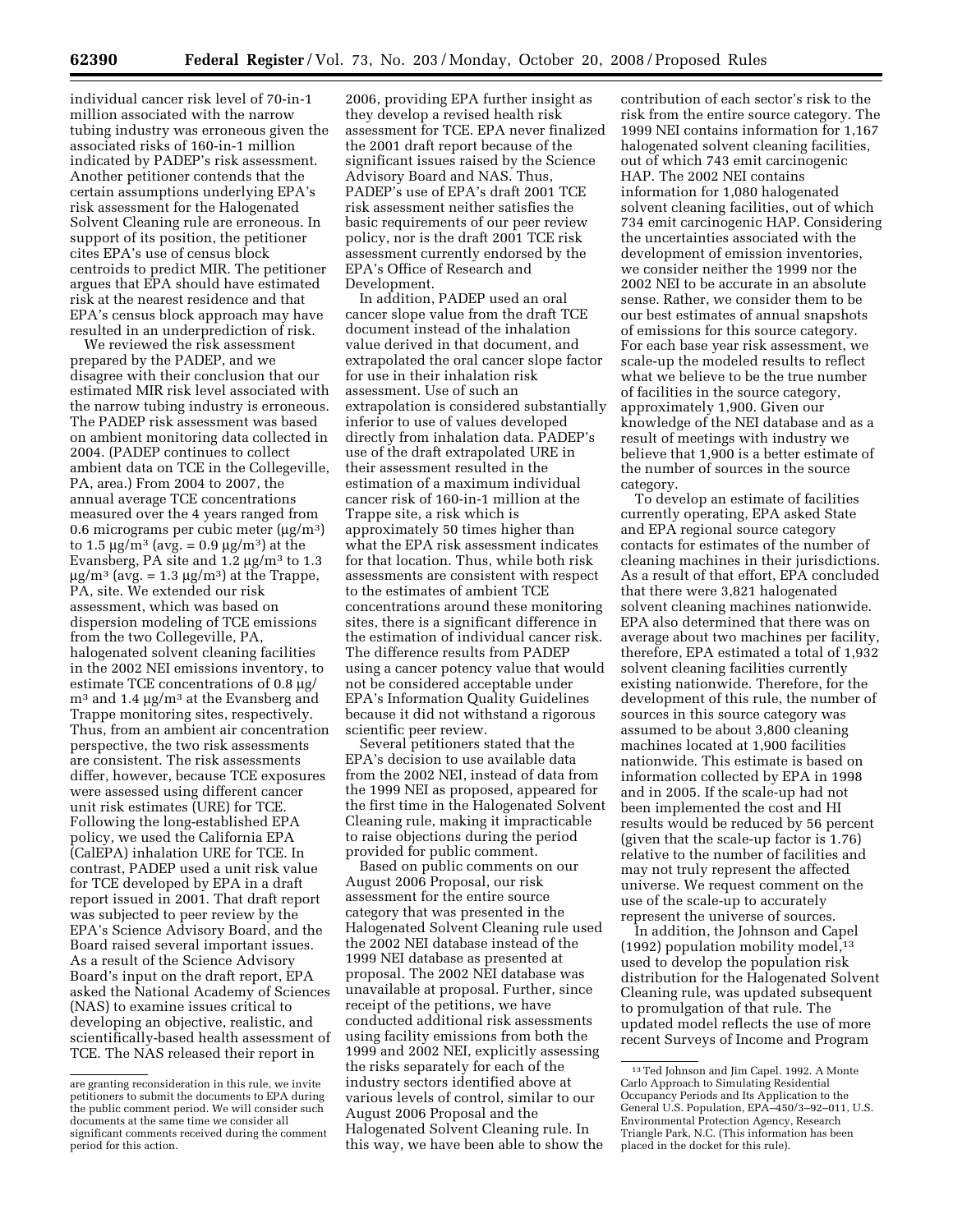individual cancer risk level of 70-in-1 million associated with the narrow tubing industry was erroneous given the associated risks of 160-in-1 million indicated by PADEP's risk assessment. Another petitioner contends that the certain assumptions underlying EPA's risk assessment for the Halogenated Solvent Cleaning rule are erroneous. In support of its position, the petitioner cites EPA's use of census block centroids to predict MIR. The petitioner argues that EPA should have estimated risk at the nearest residence and that EPA's census block approach may have resulted in an underprediction of risk.

We reviewed the risk assessment prepared by the PADEP, and we disagree with their conclusion that our estimated MIR risk level associated with the narrow tubing industry is erroneous. The PADEP risk assessment was based on ambient monitoring data collected in 2004. (PADEP continues to collect ambient data on TCE in the Collegeville, PA, area.) From 2004 to 2007, the annual average TCE concentrations measured over the 4 years ranged from 0.6 micrograms per cubic meter (μg/m$^3$) to 1.5 μg/m$^3$ (avg. = 0.9 μg/m$^3$) at the Evansberg, PA site and 1.2 μg/m$^3$ to 1.3 μg/m$^3$ (avg. = 1.3 μg/m$^3$) at the Trappe, PA, site. We extended our risk assessment, which was based on dispersion modeling of TCE emissions from the two Collegeville, PA, halogenated solvent cleaning facilities in the 2002 NEI emissions inventory, to estimate TCE concentrations of 0.8 μg/m$^3$ and 1.4 μg/m$^3$ at the Evansberg and Trappe monitoring sites, respectively. Thus, from an ambient air concentration perspective, the two risk assessments are consistent. The risk assessments differ, however, because TCE exposures were assessed using different cancer unit risk estimates (URE) for TCE. Following the long-established EPA policy, we used the California EPA (CalEPA) inhalation URE for TCE. In contrast, PADEP used a unit risk value for TCE developed by EPA in a draft report issued in 2001. That draft report was subjected to peer review by the EPA's Science Advisory Board, and the Board raised several important issues. As a result of the Science Advisory Board's input on the draft report, EPA asked the National Academy of Sciences (NAS) to examine issues critical to developing an objective, realistic, and scientifically-based health assessment of TCE. The NAS released their report in 2006, providing EPA further insight as they develop a revised health risk assessment for TCE. EPA never finalized the 2001 draft report because of the significant issues raised by the Science Advisory Board and NAS. Thus, PADEP's use of EPA's draft 2001 TCE risk assessment neither satisfies the basic requirements of our peer review policy, nor is the draft 2001 TCE risk assessment currently endorsed by the EPA's Office of Research and Development.

In addition, PADEP used an oral cancer slope value from the draft TCE document instead of the inhalation value derived in that document, and extrapolated the oral cancer slope factor for use in their inhalation risk assessment. Use of such an extrapolation is considered substantially inferior to use of values developed directly from inhalation data. PADEP's use of the draft extrapolated URE in their assessment resulted in the estimation of a maximum individual cancer risk of 160-in-1 million at the Trappe site, a risk which is approximately 50 times higher than what the EPA risk assessment indicates for that location. Thus, while both risk assessments are consistent with respect to the estimates of ambient TCE concentrations around these monitoring sites, there is a significant difference in the estimation of individual cancer risk. The difference results from PADEP using a cancer potency value that would not be considered acceptable under EPA's Information Quality Guidelines because it did not withstand a rigorous scientific peer review.

Several petitioners stated that the EPA's decision to use available data from the 2002 NEI, instead of data from the 1999 NEI as proposed, appeared for the first time in the Halogenated Solvent Cleaning rule, making it impracticable to raise objections during the period provided for public comment.

Based on public comments on our August 2006 Proposal, our risk assessment for the entire source category that was presented in the Halogenated Solvent Cleaning rule used the 2002 NEI database instead of the 1999 NEI database as presented at proposal. The 2002 NEI database was unavailable at proposal. Further, since receipt of the petitions, we have conducted additional risk assessments using facility emissions from both the 1999 and 2002 NEI, explicitly assessing the risks separately for each of the industry sectors identified above at various levels of control, similar to our August 2006 Proposal and the Halogenated Solvent Cleaning rule. In this way, we have been able to show the contribution of each sector's risk to the risk from the entire source category. The 1999 NEI contains information for 1,167 halogenated solvent cleaning facilities, out of which 743 emit carcinogenic HAP. The 2002 NEI contains information for 1,080 halogenated solvent cleaning facilities, out of which 734 emit carcinogenic HAP. Considering the uncertainties associated with the development of emission inventories, we consider neither the 1999 nor the 2002 NEI to be accurate in an absolute sense. Rather, we consider them to be our best estimates of annual snapshots of emissions for this source category. For each base year risk assessment, we scale-up the modeled results to reflect what we believe to be the true number of facilities in the source category, approximately 1,900. Given our knowledge of the NEI database and as a result of meetings with industry we believe that 1,900 is a better estimate of the number of sources in the source category.

To develop an estimate of facilities currently operating, EPA asked State and EPA regional source category contacts for estimates of the number of cleaning machines in their jurisdictions. As a result of that effort, EPA concluded that there were 3,821 halogenated solvent cleaning machines nationwide. EPA also determined that there was on average about two machines per facility, therefore, EPA estimated a total of 1,932 solvent cleaning facilities currently existing nationwide. Therefore, for the development of this rule, the number of sources in this source category was assumed to be about 3,800 cleaning machines located at 1,900 facilities nationwide. This estimate is based on information collected by EPA in 1998 and in 2005. If the scale-up had not been implemented the cost and HI results would be reduced by 56 percent (given that the scale-up factor is 1.76) relative to the number of facilities and may not truly represent the affected universe. We request comment on the use of the scale-up to accurately represent the universe of sources.

In addition, the Johnson and Capel (1992) population mobility model,[13] used to develop the population risk distribution for the Halogenated Solvent Cleaning rule, was updated subsequent to promulgation of that rule. The updated model reflects the use of more recent Surveys of Income and Program

---

are granting reconsideration in this rule, we invite petitioners to submit the documents to EPA during the public comment period. We will consider such documents at the same time we consider all significant comments received during the comment period for this action.

[13] Ted Johnson and Jim Capel. 1992. A Monte Carlo Approach to Simulating Residential Occupancy Periods and Its Application to the General U.S. Population, EPA–450/3–92–011, U.S. Environmental Protection Agency, Research Triangle Park, N.C. (This information has been placed in the docket for this rule).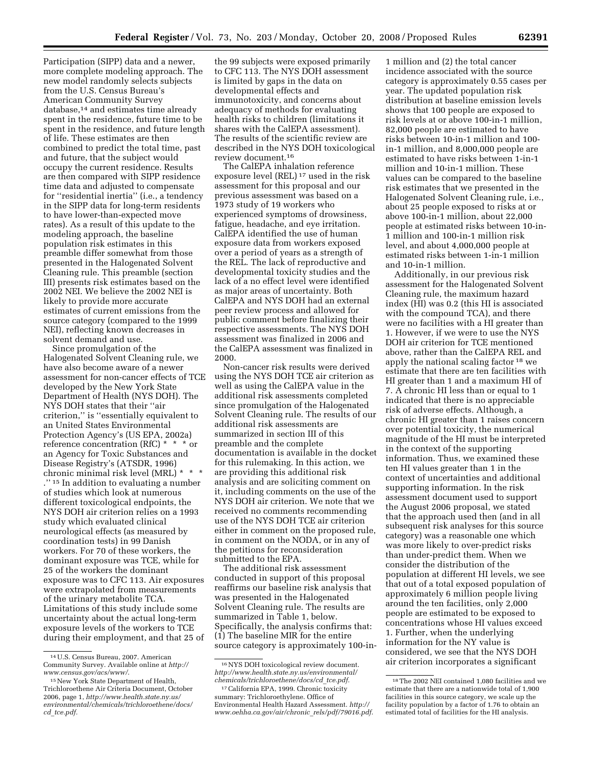Participation (SIPP) data and a newer, more complete modeling approach. The new model randomly selects subjects from the U.S. Census Bureau's American Community Survey database,[14] and estimates time already spent in the residence, future time to be spent in the residence, and future length of life. These estimates are then combined to predict the total time, past and future, that the subject would occupy the current residence. Results are then compared with SIPP residence time data and adjusted to compensate for ''residential inertia'' (i.e., a tendency in the SIPP data for long-term residents to have lower-than-expected move rates). As a result of this update to the modeling approach, the baseline population risk estimates in this preamble differ somewhat from those presented in the Halogenated Solvent Cleaning rule. This preamble (section III) presents risk estimates based on the 2002 NEI. We believe the 2002 NEI is likely to provide more accurate estimates of current emissions from the source category (compared to the 1999 NEI), reflecting known decreases in solvent demand and use.

Since promulgation of the Halogenated Solvent Cleaning rule, we have also become aware of a newer assessment for non-cancer effects of TCE developed by the New York State Department of Health (NYS DOH). The NYS DOH states that their ''air criterion,'' is ''essentially equivalent to an United States Environmental Protection Agency's (US EPA, 2002a) reference concentration (RfC) * * * or an Agency for Toxic Substances and Disease Registry's (ATSDR, 1996) chronic minimal risk level (MRL) * * * .''[15] In addition to evaluating a number of studies which look at numerous different toxicological endpoints, the NYS DOH air criterion relies on a 1993 study which evaluated clinical neurological effects (as measured by coordination tests) in 99 Danish workers. For 70 of these workers, the dominant exposure was TCE, while for 25 of the workers the dominant exposure was to CFC 113. Air exposures were extrapolated from measurements of the urinary metabolite TCA. Limitations of this study include some uncertainty about the actual long-term exposure levels of the workers to TCE during their employment, and that 25 of the 99 subjects were exposed primarily to CFC 113. The NYS DOH assessment is limited by gaps in the data on developmental effects and immunotoxicity, and concerns about adequacy of methods for evaluating health risks to children (limitations it shares with the CalEPA assessment). The results of the scientific review are described in the NYS DOH toxicological review document.[16]

The CalEPA inhalation reference exposure level (REL)[17] used in the risk assessment for this proposal and our previous assessment was based on a 1973 study of 19 workers who experienced symptoms of drowsiness, fatigue, headache, and eye irritation. CalEPA identified the use of human exposure data from workers exposed over a period of years as a strength of the REL. The lack of reproductive and developmental toxicity studies and the lack of a no effect level were identified as major areas of uncertainty. Both CalEPA and NYS DOH had an external peer review process and allowed for public comment before finalizing their respective assessments. The NYS DOH assessment was finalized in 2006 and the CalEPA assessment was finalized in 2000.

Non-cancer risk results were derived using the NYS DOH TCE air criterion as well as using the CalEPA value in the additional risk assessments completed since promulgation of the Halogenated Solvent Cleaning rule. The results of our additional risk assessments are summarized in section III of this preamble and the complete documentation is available in the docket for this rulemaking. In this action, we are providing this additional risk analysis and are soliciting comment on it, including comments on the use of the NYS DOH air criterion. We note that we received no comments recommending use of the NYS DOH TCE air criterion either in comment on the proposed rule, in comment on the NODA, or in any of the petitions for reconsideration submitted to the EPA.

The additional risk assessment conducted in support of this proposal reaffirms our baseline risk analysis that was presented in the Halogenated Solvent Cleaning rule. The results are summarized in Table 1, below. Specifically, the analysis confirms that: (1) The baseline MIR for the entire source category is approximately 100-in-1 million and (2) the total cancer incidence associated with the source category is approximately 0.55 cases per year. The updated population risk distribution at baseline emission levels shows that 100 people are exposed to risk levels at or above 100-in-1 million, 82,000 people are estimated to have risks between 10-in-1 million and 100-in-1 million, and 8,000,000 people are estimated to have risks between 1-in-1 million and 10-in-1 million. These values can be compared to the baseline risk estimates that we presented in the Halogenated Solvent Cleaning rule, i.e., about 25 people exposed to risks at or above 100-in-1 million, about 22,000 people at estimated risks between 10-in-1 million and 100-in-1 million risk level, and about 4,000,000 people at estimated risks between 1-in-1 million and 10-in-1 million.

Additionally, in our previous risk assessment for the Halogenated Solvent Cleaning rule, the maximum hazard index (HI) was 0.2 (this HI is associated with the compound TCA), and there were no facilities with a HI greater than 1. However, if we were to use the NYS DOH air criterion for TCE mentioned above, rather than the CalEPA REL and apply the national scaling factor[18] we estimate that there are ten facilities with HI greater than 1 and a maximum HI of 7. A chronic HI less than or equal to 1 indicated that there is no appreciable risk of adverse effects. Although, a chronic HI greater than 1 raises concern over potential toxicity, the numerical magnitude of the HI must be interpreted in the context of the supporting information. Thus, we examined these ten HI values greater than 1 in the context of uncertainties and additional supporting information. In the risk assessment document used to support the August 2006 proposal, we stated that the approach used then (and in all subsequent risk analyses for this source category) was a reasonable one which was more likely to over-predict risks than under-predict them. When we consider the distribution of the population at different HI levels, we see that out of a total exposed population of approximately 6 million people living around the ten facilities, only 2,000 people are estimated to be exposed to concentrations whose HI values exceed 1. Further, when the underlying information for the NY value is considered, we see that the NYS DOH air criterion incorporates a significant

---

[14] U.S. Census Bureau, 2007. American Community Survey. Available online at *http://www.census.gov/acs/www/*.

[15] New York State Department of Health, Trichloroethene Air Criteria Document, October 2006, page 1, *http://www.health.state.ny.us/environmental/chemicals/trichloroethene/docs/cd_tce.pdf*.

[16] NYS DOH toxicological review document. *http://www.health.state.ny.us/environmental/chemicals/trichloroethene/docs/cd_tce.pdf*.

[17] California EPA, 1999. Chronic toxicity summary: Trichloroethylene. Office of Environmental Health Hazard Assessment. *http://www.oehha.ca.gov/air/chronic_rels/pdf/79016.pdf*.

[18] The 2002 NEI contained 1,080 facilities and we estimate that there are a nationwide total of 1,900 facilities in this source category, we scale up the facility population by a factor of 1.76 to obtain an estimated total of facilities for the HI analysis.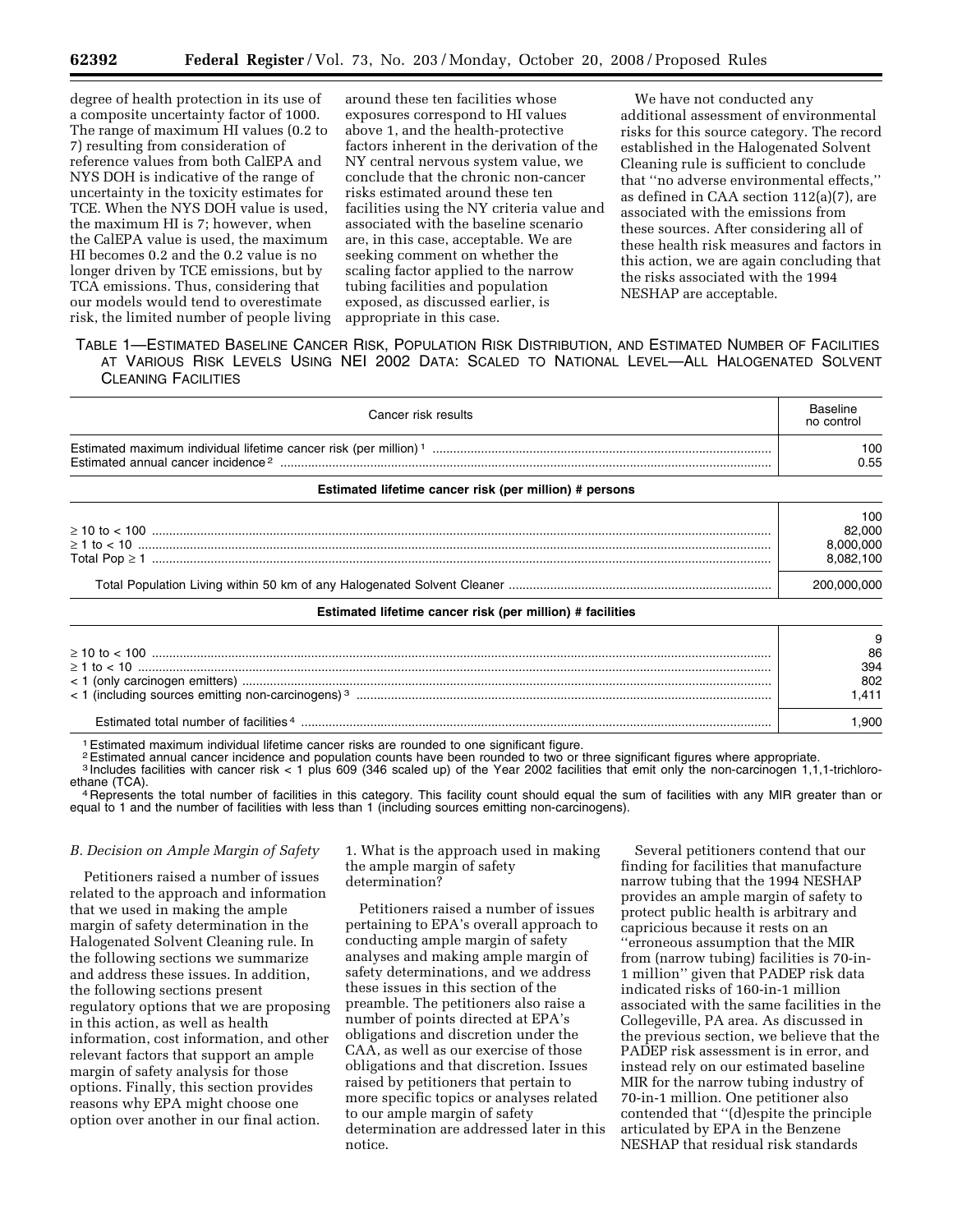degree of health protection in its use of a composite uncertainty factor of 1000. The range of maximum HI values (0.2 to 7) resulting from consideration of reference values from both CalEPA and NYS DOH is indicative of the range of uncertainty in the toxicity estimates for TCE. When the NYS DOH value is used, the maximum HI is 7; however, when the CalEPA value is used, the maximum HI becomes 0.2 and the 0.2 value is no longer driven by TCE emissions, but by TCA emissions. Thus, considering that our models would tend to overestimate risk, the limited number of people living around these ten facilities whose exposures correspond to HI values above 1, and the health-protective factors inherent in the derivation of the NY central nervous system value, we conclude that the chronic non-cancer risks estimated around these ten facilities using the NY criteria value and associated with the baseline scenario are, in this case, acceptable. We are seeking comment on whether the scaling factor applied to the narrow tubing facilities and population exposed, as discussed earlier, is appropriate in this case.

We have not conducted any additional assessment of environmental risks for this source category. The record established in the Halogenated Solvent Cleaning rule is sufficient to conclude that "no adverse environmental effects," as defined in CAA section 112(a)(7), are associated with the emissions from these sources. After considering all of these health risk measures and factors in this action, we are again concluding that the risks associated with the 1994 NESHAP are acceptable.

TABLE 1—ESTIMATED BASELINE CANCER RISK, POPULATION RISK DISTRIBUTION, AND ESTIMATED NUMBER OF FACILITIES AT VARIOUS RISK LEVELS USING NEI 2002 DATA: SCALED TO NATIONAL LEVEL—ALL HALOGENATED SOLVENT CLEANING FACILITIES

| Cancer risk results | Baseline no control |
|---|---|
| Estimated maximum individual lifetime cancer risk (per million) [1] | 100 |
| Estimated annual cancer incidence [2] | 0.55 |
| **Estimated lifetime cancer risk (per million) # persons** | |
| | 100 |
| ≥ 10 to < 100 | 82,000 |
| ≥ 1 to < 10 | 8,000,000 |
| Total Pop ≥ 1 | 8,082,100 |
| Total Population Living within 50 km of any Halogenated Solvent Cleaner | 200,000,000 |
| **Estimated lifetime cancer risk (per million) # facilities** | |
| | 9 |
| ≥ 10 to < 100 | 86 |
| ≥ 1 to < 10 | 394 |
| < 1 (only carcinogen emitters) | 802 |
| < 1 (including sources emitting non-carcinogens) [3] | 1,411 |
| Estimated total number of facilities [4] | 1,900 |

[1] Estimated maximum individual lifetime cancer risks are rounded to one significant figure.
[2] Estimated annual cancer incidence and population counts have been rounded to two or three significant figures where appropriate.
[3] Includes facilities with cancer risk < 1 plus 609 (346 scaled up) of the Year 2002 facilities that emit only the non-carcinogen 1,1,1-trichloroethane (TCA).
[4] Represents the total number of facilities in this category. This facility count should equal the sum of facilities with any MIR greater than or equal to 1 and the number of facilities with less than 1 (including sources emitting non-carcinogens).

## B. Decision on Ample Margin of Safety

Petitioners raised a number of issues related to the approach and information that we used in making the ample margin of safety determination in the Halogenated Solvent Cleaning rule. In the following sections we summarize and address these issues. In addition, the following sections present regulatory options that we are proposing in this action, as well as health information, cost information, and other relevant factors that support an ample margin of safety analysis for those options. Finally, this section provides reasons why EPA might choose one option over another in our final action.

### 1. What is the approach used in making the ample margin of safety determination?

Petitioners raised a number of issues pertaining to EPA's overall approach to conducting ample margin of safety analyses and making ample margin of safety determinations, and we address these issues in this section of the preamble. The petitioners also raise a number of points directed at EPA's obligations and discretion under the CAA, as well as our exercise of those obligations and that discretion. Issues raised by petitioners that pertain to more specific topics or analyses related to our ample margin of safety determination are addressed later in this notice.

Several petitioners contend that our finding for facilities that manufacture narrow tubing that the 1994 NESHAP provides an ample margin of safety to protect public health is arbitrary and capricious because it rests on an "erroneous assumption that the MIR from (narrow tubing) facilities is 70-in-1 million" given that PADEP risk data indicated risks of 160-in-1 million associated with the same facilities in the Collegeville, PA area. As discussed in the previous section, we believe that the PADEP risk assessment is in error, and instead rely on our estimated baseline MIR for the narrow tubing industry of 70-in-1 million. One petitioner also contended that "(d)espite the principle articulated by EPA in the Benzene NESHAP that residual risk standards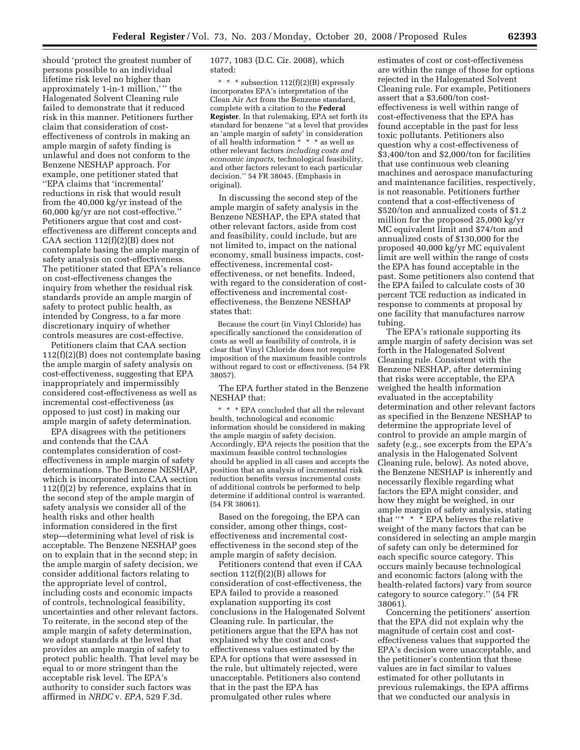should 'protect the greatest number of persons possible to an individual lifetime risk level no higher than approximately 1-in-1 million,' " the Halogenated Solvent Cleaning rule failed to demonstrate that it reduced risk in this manner. Petitioners further claim that consideration of cost-effectiveness of controls in making an ample margin of safety finding is unlawful and does not conform to the Benzene NESHAP approach. For example, one petitioner stated that "EPA claims that 'incremental' reductions in risk that would result from the 40,000 kg/yr instead of the 60,000 kg/yr are not cost-effective." Petitioners argue that cost and cost-effectiveness are different concepts and CAA section 112(f)(2)(B) does not contemplate basing the ample margin of safety analysis on cost-effectiveness. The petitioner stated that EPA's reliance on cost-effectiveness changes the inquiry from whether the residual risk standards provide an ample margin of safety to protect public health, as intended by Congress, to a far more discretionary inquiry of whether controls measures are cost-effective.

Petitioners claim that CAA section 112(f)(2)(B) does not contemplate basing the ample margin of safety analysis on cost-effectiveness, suggesting that EPA inappropriately and impermissibly considered cost-effectiveness as well as incremental cost-effectiveness (as opposed to just cost) in making our ample margin of safety determination.

EPA disagrees with the petitioners and contends that the CAA contemplates consideration of cost-effectiveness in ample margin of safety determinations. The Benzene NESHAP, which is incorporated into CAA section 112(f)(2) by reference, explains that in the second step of the ample margin of safety analysis we consider all of the health risks and other health information considered in the first step—determining what level of risk is acceptable. The Benzene NESHAP goes on to explain that in the second step; in the ample margin of safety decision, we consider additional factors relating to the appropriate level of control, including costs and economic impacts of controls, technological feasibility, uncertainties and other relevant factors. To reiterate, in the second step of the ample margin of safety determination, we adopt standards at the level that provides an ample margin of safety to protect public health. That level may be equal to or more stringent than the acceptable risk level. The EPA's authority to consider such factors was affirmed in *NRDC* v. *EPA*, 529 F.3d. 1077, 1083 (D.C. Cir. 2008), which stated:

> * * * subsection 112(f)(2)(B) expressly incorporates EPA's interpretation of the Clean Air Act from the Benzene standard, complete with a citation to the **Federal Register**. In that rulemaking, EPA set forth its standard for benzene "at a level that provides an 'ample margin of safety' in consideration of all health information * * * as well as other relevant factors *including costs and economic impacts,* technological feasibility, and other factors relevant to each particular decision." 54 FR 38045. (Emphasis in original).

In discussing the second step of the ample margin of safety analysis in the Benzene NESHAP, the EPA stated that other relevant factors, aside from cost and feasibility, could include, but are not limited to, impact on the national economy, small business impacts, cost-effectiveness, incremental cost-effectiveness, or net benefits. Indeed, with regard to the consideration of cost-effectiveness and incremental cost-effectiveness, the Benzene NESHAP states that:

> Because the court (in Vinyl Chloride) has specifically sanctioned the consideration of costs as well as feasibility of controls, it is clear that Vinyl Chloride does not require imposition of the maximum feasible controls without regard to cost or effectiveness. (54 FR 38057).

The EPA further stated in the Benzene NESHAP that:

> * * * EPA concluded that all the relevant health, technological and economic information should be considered in making the ample margin of safety decision. Accordingly, EPA rejects the position that the maximum feasible control technologies should be applied in all cases and accepts the position that an analysis of incremental risk reduction benefits versus incremental costs of additional controls be performed to help determine if additional control is warranted. (54 FR 38061).

Based on the foregoing, the EPA can consider, among other things, cost-effectiveness and incremental cost-effectiveness in the second step of the ample margin of safety decision.

Petitioners contend that even if CAA section 112(f)(2)(B) allows for consideration of cost-effectiveness, the EPA failed to provide a reasoned explanation supporting its cost conclusions in the Halogenated Solvent Cleaning rule. In particular, the petitioners argue that the EPA has not explained why the cost and cost-effectiveness values estimated by the EPA for options that were assessed in the rule, but ultimately rejected, were unacceptable. Petitioners also contend that in the past the EPA has promulgated other rules where estimates of cost or cost-effectiveness are within the range of those for options rejected in the Halogenated Solvent Cleaning rule. For example, Petitioners assert that a \$3,600/ton cost-effectiveness is well within range of cost-effectiveness that the EPA has found acceptable in the past for less toxic pollutants. Petitioners also question why a cost-effectiveness of \$3,400/ton and \$2,000/ton for facilities that use continuous web cleaning machines and aerospace manufacturing and maintenance facilities, respectively, is not reasonable. Petitioners further contend that a cost-effectiveness of \$520/ton and annualized costs of \$1.2 million for the proposed 25,000 kg/yr MC equivalent limit and \$74/ton and annualized costs of \$130,000 for the proposed 40,000 kg/yr MC equivalent limit are well within the range of costs the EPA has found acceptable in the past. Some petitioners also contend that the EPA failed to calculate costs of 30 percent TCE reduction as indicated in response to comments at proposal by one facility that manufactures narrow tubing.

The EPA's rationale supporting its ample margin of safety decision was set forth in the Halogenated Solvent Cleaning rule. Consistent with the Benzene NESHAP, after determining that risks were acceptable, the EPA weighed the health information evaluated in the acceptability determination and other relevant factors as specified in the Benzene NESHAP to determine the appropriate level of control to provide an ample margin of safety (e.g., see excerpts from the EPA's analysis in the Halogenated Solvent Cleaning rule, below). As noted above, the Benzene NESHAP is inherently and necessarily flexible regarding what factors the EPA might consider, and how they might be weighed, in our ample margin of safety analysis, stating that "* * * EPA believes the relative weight of the many factors that can be considered in selecting an ample margin of safety can only be determined for each specific source category. This occurs mainly because technological and economic factors (along with the health-related factors) vary from source category to source category." (54 FR 38061).

Concerning the petitioners' assertion that the EPA did not explain why the magnitude of certain cost and cost-effectiveness values that supported the EPA's decision were unacceptable, and the petitioner's contention that these values are in fact similar to values estimated for other pollutants in previous rulemakings, the EPA affirms that we conducted our analysis in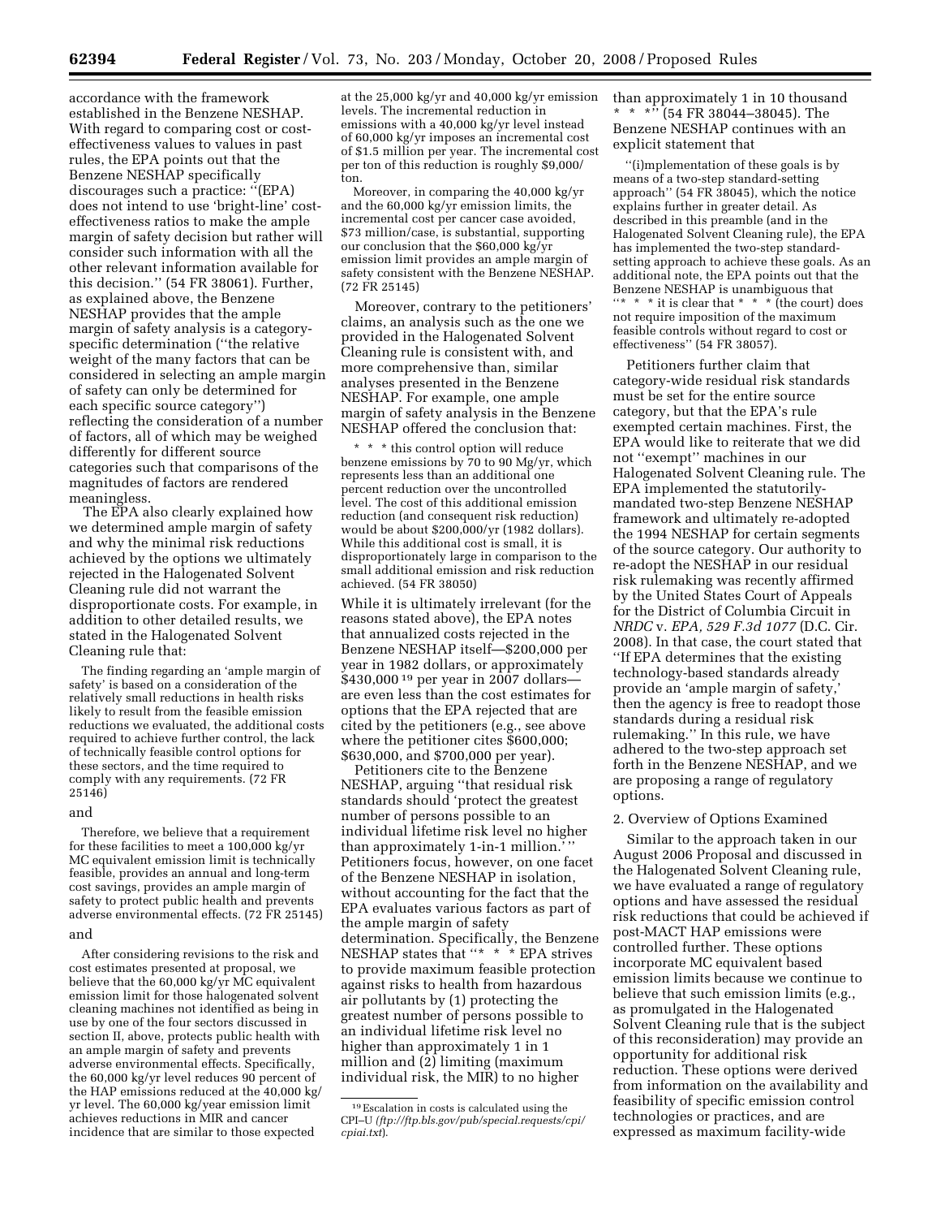accordance with the framework established in the Benzene NESHAP. With regard to comparing cost or cost-effectiveness values to values in past rules, the EPA points out that the Benzene NESHAP specifically discourages such a practice: ''(EPA) does not intend to use 'bright-line' cost-effectiveness ratios to make the ample margin of safety decision but rather will consider such information with all the other relevant information available for this decision.'' (54 FR 38061). Further, as explained above, the Benzene NESHAP provides that the ample margin of safety analysis is a category-specific determination (''the relative weight of the many factors that can be considered in selecting an ample margin of safety can only be determined for each specific source category'') reflecting the consideration of a number of factors, all of which may be weighed differently for different source categories such that comparisons of the magnitudes of factors are rendered meaningless.

The EPA also clearly explained how we determined ample margin of safety and why the minimal risk reductions achieved by the options we ultimately rejected in the Halogenated Solvent Cleaning rule did not warrant the disproportionate costs. For example, in addition to other detailed results, we stated in the Halogenated Solvent Cleaning rule that:

> The finding regarding an 'ample margin of safety' is based on a consideration of the relatively small reductions in health risks likely to result from the feasible emission reductions we evaluated, the additional costs required to achieve further control, the lack of technically feasible control options for these sectors, and the time required to comply with any requirements. (72 FR 25146)

and

> Therefore, we believe that a requirement for these facilities to meet a 100,000 kg/yr MC equivalent emission limit is technically feasible, provides an annual and long-term cost savings, provides an ample margin of safety to protect public health and prevents adverse environmental effects. (72 FR 25145)

and

> After considering revisions to the risk and cost estimates presented at proposal, we believe that the 60,000 kg/yr MC equivalent emission limit for those halogenated solvent cleaning machines not identified as being in use by one of the four sectors discussed in section II, above, protects public health with an ample margin of safety and prevents adverse environmental effects. Specifically, the 60,000 kg/yr level reduces 90 percent of the HAP emissions reduced at the 40,000 kg/yr level. The 60,000 kg/year emission limit achieves reductions in MIR and cancer incidence that are similar to those expected at the 25,000 kg/yr and 40,000 kg/yr emission levels. The incremental reduction in emissions with a 40,000 kg/yr level instead of 60,000 kg/yr imposes an incremental cost of $1.5 million per year. The incremental cost per ton of this reduction is roughly $9,000/ton.
>
> Moreover, in comparing the 40,000 kg/yr and the 60,000 kg/yr emission limits, the incremental cost per cancer case avoided, $73 million/case, is substantial, supporting our conclusion that the $60,000 kg/yr emission limit provides an ample margin of safety consistent with the Benzene NESHAP. (72 FR 25145)

Moreover, contrary to the petitioners' claims, an analysis such as the one we provided in the Halogenated Solvent Cleaning rule is consistent with, and more comprehensive than, similar analyses presented in the Benzene NESHAP. For example, one ample margin of safety analysis in the Benzene NESHAP offered the conclusion that:

> \* \* \* this control option will reduce benzene emissions by 70 to 90 Mg/yr, which represents less than an additional one percent reduction over the uncontrolled level. The cost of this additional emission reduction (and consequent risk reduction) would be about $200,000/yr (1982 dollars). While this additional cost is small, it is disproportionately large in comparison to the small additional emission and risk reduction achieved. (54 FR 38050)

While it is ultimately irrelevant (for the reasons stated above), the EPA notes that annualized costs rejected in the Benzene NESHAP itself—$200,000 per year in 1982 dollars, or approximately $430,000 [19] per year in 2007 dollars—are even less than the cost estimates for options that the EPA rejected that are cited by the petitioners (e.g., see above where the petitioner cites $600,000; $630,000, and $700,000 per year).

Petitioners cite to the Benzene NESHAP, arguing ''that residual risk standards should 'protect the greatest number of persons possible to an individual lifetime risk level no higher than approximately 1-in-1 million.' '' Petitioners focus, however, on one facet of the Benzene NESHAP in isolation, without accounting for the fact that the EPA evaluates various factors as part of the ample margin of safety determination. Specifically, the Benzene NESHAP states that ''\* \* \* EPA strives to provide maximum feasible protection against risks to health from hazardous air pollutants by (1) protecting the greatest number of persons possible to an individual lifetime risk level no higher than approximately 1 in 1 million and (2) limiting (maximum individual risk, the MIR) to no higher than approximately 1 in 10 thousand \* \* \*'' (54 FR 38044–38045). The Benzene NESHAP continues with an explicit statement that

> ''(i)mplementation of these goals is by means of a two-step standard-setting approach'' (54 FR 38045), which the notice explains further in greater detail. As described in this preamble (and in the Halogenated Solvent Cleaning rule), the EPA has implemented the two-step standard-setting approach to achieve these goals. As an additional note, the EPA points out that the Benzene NESHAP is unambiguous that ''\* \* \* it is clear that \* \* \* (the court) does not require imposition of the maximum feasible controls without regard to cost or effectiveness'' (54 FR 38057).

Petitioners further claim that category-wide residual risk standards must be set for the entire source category, but that the EPA's rule exempted certain machines. First, the EPA would like to reiterate that we did not ''exempt'' machines in our Halogenated Solvent Cleaning rule. The EPA implemented the statutorily-mandated two-step Benzene NESHAP framework and ultimately re-adopted the 1994 NESHAP for certain segments of the source category. Our authority to re-adopt the NESHAP in our residual risk rulemaking was recently affirmed by the United States Court of Appeals for the District of Columbia Circuit in *NRDC* v. *EPA, 529 F.3d 1077* (D.C. Cir. 2008). In that case, the court stated that ''If EPA determines that the existing technology-based standards already provide an 'ample margin of safety,' then the agency is free to readopt those standards during a residual risk rulemaking.'' In this rule, we have adhered to the two-step approach set forth in the Benzene NESHAP, and we are proposing a range of regulatory options.

2. Overview of Options Examined

Similar to the approach taken in our August 2006 Proposal and discussed in the Halogenated Solvent Cleaning rule, we have evaluated a range of regulatory options and have assessed the residual risk reductions that could be achieved if post-MACT HAP emissions were controlled further. These options incorporate MC equivalent based emission limits because we continue to believe that such emission limits (e.g., as promulgated in the Halogenated Solvent Cleaning rule that is the subject of this reconsideration) may provide an opportunity for additional risk reduction. These options were derived from information on the availability and feasibility of specific emission control technologies or practices, and are expressed as maximum facility-wide

[19] Escalation in costs is calculated using the CPI–U (*ftp://ftp.bls.gov/pub/special.requests/cpi/cpiai.txt*).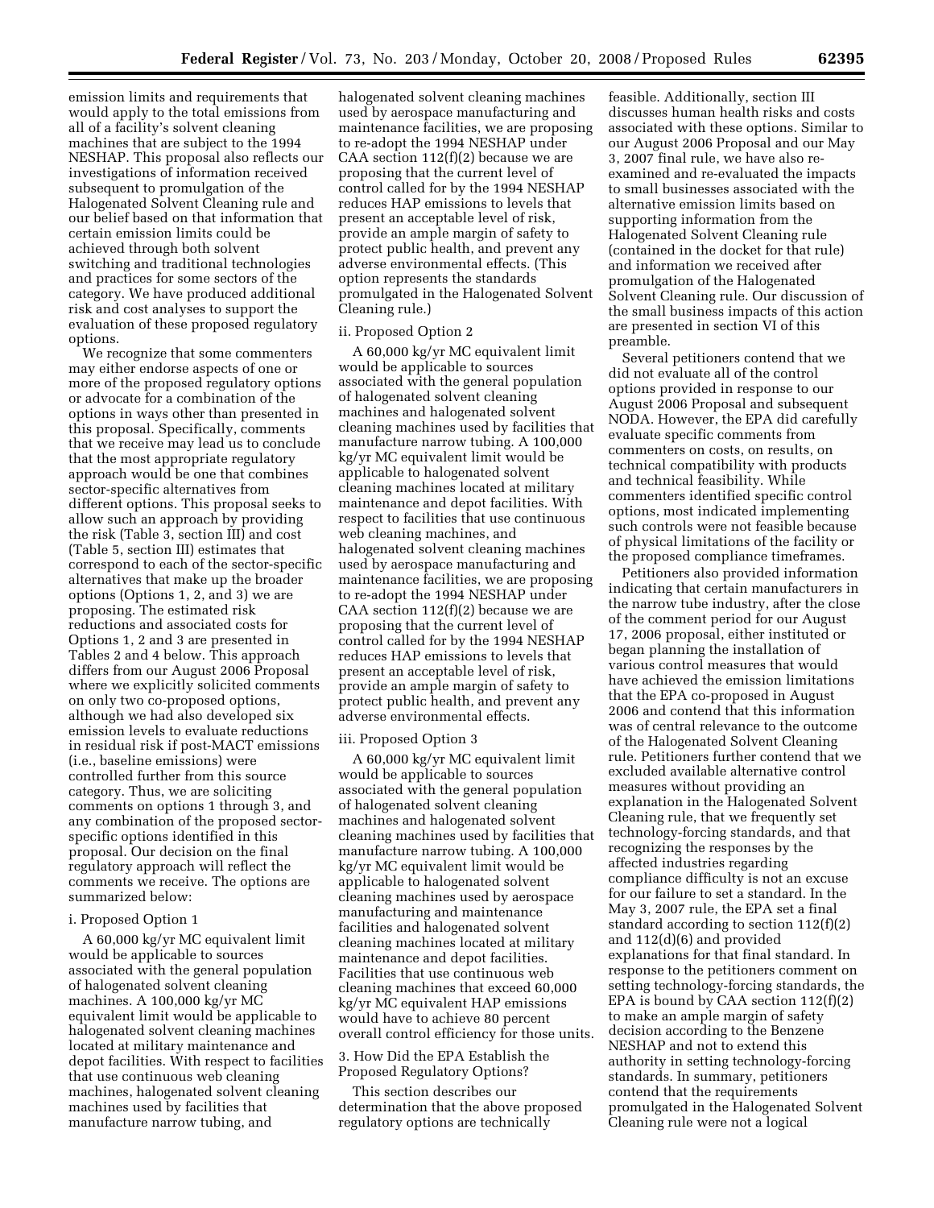emission limits and requirements that would apply to the total emissions from all of a facility's solvent cleaning machines that are subject to the 1994 NESHAP. This proposal also reflects our investigations of information received subsequent to promulgation of the Halogenated Solvent Cleaning rule and our belief based on that information that certain emission limits could be achieved through both solvent switching and traditional technologies and practices for some sectors of the category. We have produced additional risk and cost analyses to support the evaluation of these proposed regulatory options.

We recognize that some commenters may either endorse aspects of one or more of the proposed regulatory options or advocate for a combination of the options in ways other than presented in this proposal. Specifically, comments that we receive may lead us to conclude that the most appropriate regulatory approach would be one that combines sector-specific alternatives from different options. This proposal seeks to allow such an approach by providing the risk (Table 3, section III) and cost (Table 5, section III) estimates that correspond to each of the sector-specific alternatives that make up the broader options (Options 1, 2, and 3) we are proposing. The estimated risk reductions and associated costs for Options 1, 2 and 3 are presented in Tables 2 and 4 below. This approach differs from our August 2006 Proposal where we explicitly solicited comments on only two co-proposed options, although we had also developed six emission levels to evaluate reductions in residual risk if post-MACT emissions (i.e., baseline emissions) were controlled further from this source category. Thus, we are soliciting comments on options 1 through 3, and any combination of the proposed sector-specific options identified in this proposal. Our decision on the final regulatory approach will reflect the comments we receive. The options are summarized below:

i. Proposed Option 1

A 60,000 kg/yr MC equivalent limit would be applicable to sources associated with the general population of halogenated solvent cleaning machines. A 100,000 kg/yr MC equivalent limit would be applicable to halogenated solvent cleaning machines located at military maintenance and depot facilities. With respect to facilities that use continuous web cleaning machines, halogenated solvent cleaning machines used by facilities that manufacture narrow tubing, and halogenated solvent cleaning machines used by aerospace manufacturing and maintenance facilities, we are proposing to re-adopt the 1994 NESHAP under CAA section 112(f)(2) because we are proposing that the current level of control called for by the 1994 NESHAP reduces HAP emissions to levels that present an acceptable level of risk, provide an ample margin of safety to protect public health, and prevent any adverse environmental effects. (This option represents the standards promulgated in the Halogenated Solvent Cleaning rule.)

ii. Proposed Option 2

A 60,000 kg/yr MC equivalent limit would be applicable to sources associated with the general population of halogenated solvent cleaning machines and halogenated solvent cleaning machines used by facilities that manufacture narrow tubing. A 100,000 kg/yr MC equivalent limit would be applicable to halogenated solvent cleaning machines located at military maintenance and depot facilities. With respect to facilities that use continuous web cleaning machines, and halogenated solvent cleaning machines used by aerospace manufacturing and maintenance facilities, we are proposing to re-adopt the 1994 NESHAP under CAA section 112(f)(2) because we are proposing that the current level of control called for by the 1994 NESHAP reduces HAP emissions to levels that present an acceptable level of risk, provide an ample margin of safety to protect public health, and prevent any adverse environmental effects.

iii. Proposed Option 3

A 60,000 kg/yr MC equivalent limit would be applicable to sources associated with the general population of halogenated solvent cleaning machines and halogenated solvent cleaning machines used by facilities that manufacture narrow tubing. A 100,000 kg/yr MC equivalent limit would be applicable to halogenated solvent cleaning machines used by aerospace manufacturing and maintenance facilities and halogenated solvent cleaning machines located at military maintenance and depot facilities. Facilities that use continuous web cleaning machines that exceed 60,000 kg/yr MC equivalent HAP emissions would have to achieve 80 percent overall control efficiency for those units.

3. How Did the EPA Establish the Proposed Regulatory Options?

This section describes our determination that the above proposed regulatory options are technically feasible. Additionally, section III discusses human health risks and costs associated with these options. Similar to our August 2006 Proposal and our May 3, 2007 final rule, we have also re-examined and re-evaluated the impacts to small businesses associated with the alternative emission limits based on supporting information from the Halogenated Solvent Cleaning rule (contained in the docket for that rule) and information we received after promulgation of the Halogenated Solvent Cleaning rule. Our discussion of the small business impacts of this action are presented in section VI of this preamble.

Several petitioners contend that we did not evaluate all of the control options provided in response to our August 2006 Proposal and subsequent NODA. However, the EPA did carefully evaluate specific comments from commenters on costs, on results, on technical compatibility with products and technical feasibility. While commenters identified specific control options, most indicated implementing such controls were not feasible because of physical limitations of the facility or the proposed compliance timeframes.

Petitioners also provided information indicating that certain manufacturers in the narrow tube industry, after the close of the comment period for our August 17, 2006 proposal, either instituted or began planning the installation of various control measures that would have achieved the emission limitations that the EPA co-proposed in August 2006 and contend that this information was of central relevance to the outcome of the Halogenated Solvent Cleaning rule. Petitioners further contend that we excluded available alternative control measures without providing an explanation in the Halogenated Solvent Cleaning rule, that we frequently set technology-forcing standards, and that recognizing the responses by the affected industries regarding compliance difficulty is not an excuse for our failure to set a standard. In the May 3, 2007 rule, the EPA set a final standard according to section 112(f)(2) and 112(d)(6) and provided explanations for that final standard. In response to the petitioners comment on setting technology-forcing standards, the EPA is bound by CAA section 112(f)(2) to make an ample margin of safety decision according to the Benzene NESHAP and not to extend this authority in setting technology-forcing standards. In summary, petitioners contend that the requirements promulgated in the Halogenated Solvent Cleaning rule were not a logical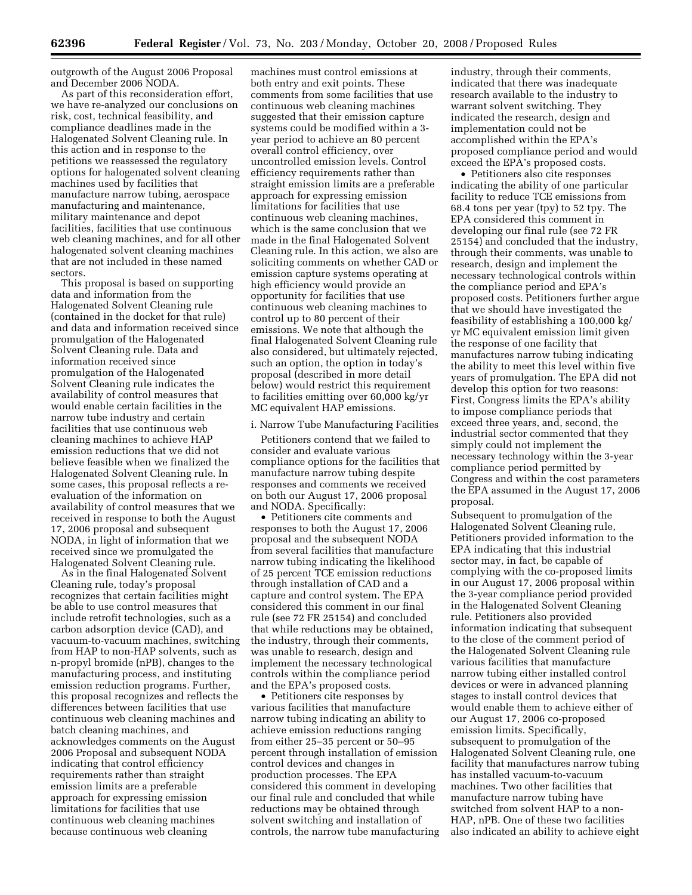outgrowth of the August 2006 Proposal and December 2006 NODA.

As part of this reconsideration effort, we have re-analyzed our conclusions on risk, cost, technical feasibility, and compliance deadlines made in the Halogenated Solvent Cleaning rule. In this action and in response to the petitions we reassessed the regulatory options for halogenated solvent cleaning machines used by facilities that manufacture narrow tubing, aerospace manufacturing and maintenance, military maintenance and depot facilities, facilities that use continuous web cleaning machines, and for all other halogenated solvent cleaning machines that are not included in these named sectors.

This proposal is based on supporting data and information from the Halogenated Solvent Cleaning rule (contained in the docket for that rule) and data and information received since promulgation of the Halogenated Solvent Cleaning rule. Data and information received since promulgation of the Halogenated Solvent Cleaning rule indicates the availability of control measures that would enable certain facilities in the narrow tube industry and certain facilities that use continuous web cleaning machines to achieve HAP emission reductions that we did not believe feasible when we finalized the Halogenated Solvent Cleaning rule. In some cases, this proposal reflects a re-evaluation of the information on availability of control measures that we received in response to both the August 17, 2006 proposal and subsequent NODA, in light of information that we received since we promulgated the Halogenated Solvent Cleaning rule.

As in the final Halogenated Solvent Cleaning rule, today's proposal recognizes that certain facilities might be able to use control measures that include retrofit technologies, such as a carbon adsorption device (CAD), and vacuum-to-vacuum machines, switching from HAP to non-HAP solvents, such as n-propyl bromide (nPB), changes to the manufacturing process, and instituting emission reduction programs. Further, this proposal recognizes and reflects the differences between facilities that use continuous web cleaning machines and batch cleaning machines, and acknowledges comments on the August 2006 Proposal and subsequent NODA indicating that control efficiency requirements rather than straight emission limits are a preferable approach for expressing emission limitations for facilities that use continuous web cleaning machines because continuous web cleaning machines must control emissions at both entry and exit points. These comments from some facilities that use continuous web cleaning machines suggested that their emission capture systems could be modified within a 3-year period to achieve an 80 percent overall control efficiency, over uncontrolled emission levels. Control efficiency requirements rather than straight emission limits are a preferable approach for expressing emission limitations for facilities that use continuous web cleaning machines, which is the same conclusion that we made in the final Halogenated Solvent Cleaning rule. In this action, we also are soliciting comments on whether CAD or emission capture systems operating at high efficiency would provide an opportunity for facilities that use continuous web cleaning machines to control up to 80 percent of their emissions. We note that although the final Halogenated Solvent Cleaning rule also considered, but ultimately rejected, such an option, the option in today's proposal (described in more detail below) would restrict this requirement to facilities emitting over 60,000 kg/yr MC equivalent HAP emissions.

i. Narrow Tube Manufacturing Facilities

Petitioners contend that we failed to consider and evaluate various compliance options for the facilities that manufacture narrow tubing despite responses and comments we received on both our August 17, 2006 proposal and NODA. Specifically:

- Petitioners cite comments and responses to both the August 17, 2006 proposal and the subsequent NODA from several facilities that manufacture narrow tubing indicating the likelihood of 25 percent TCE emission reductions through installation of CAD and a capture and control system. The EPA considered this comment in our final rule (see 72 FR 25154) and concluded that while reductions may be obtained, the industry, through their comments, was unable to research, design and implement the necessary technological controls within the compliance period and the EPA's proposed costs.
- Petitioners cite responses by various facilities that manufacture narrow tubing indicating an ability to achieve emission reductions ranging from either 25–35 percent or 50–95 percent through installation of emission control devices and changes in production processes. The EPA considered this comment in developing our final rule and concluded that while reductions may be obtained through solvent switching and installation of controls, the narrow tube manufacturing industry, through their comments, indicated that there was inadequate research available to the industry to warrant solvent switching. They indicated the research, design and implementation could not be accomplished within the EPA's proposed compliance period and would exceed the EPA's proposed costs.
- Petitioners also cite responses indicating the ability of one particular facility to reduce TCE emissions from 68.4 tons per year (tpy) to 52 tpy. The EPA considered this comment in developing our final rule (see 72 FR 25154) and concluded that the industry, through their comments, was unable to research, design and implement the necessary technological controls within the compliance period and EPA's proposed costs. Petitioners further argue that we should have investigated the feasibility of establishing a 100,000 kg/yr MC equivalent emission limit given the response of one facility that manufactures narrow tubing indicating the ability to meet this level within five years of promulgation. The EPA did not develop this option for two reasons: First, Congress limits the EPA's ability to impose compliance periods that exceed three years, and, second, the industrial sector commented that they simply could not implement the necessary technology within the 3-year compliance period permitted by Congress and within the cost parameters the EPA assumed in the August 17, 2006 proposal.

Subsequent to promulgation of the Halogenated Solvent Cleaning rule, Petitioners provided information to the EPA indicating that this industrial sector may, in fact, be capable of complying with the co-proposed limits in our August 17, 2006 proposal within the 3-year compliance period provided in the Halogenated Solvent Cleaning rule. Petitioners also provided information indicating that subsequent to the close of the comment period of the Halogenated Solvent Cleaning rule various facilities that manufacture narrow tubing either installed control devices or were in advanced planning stages to install control devices that would enable them to achieve either of our August 17, 2006 co-proposed emission limits. Specifically, subsequent to promulgation of the Halogenated Solvent Cleaning rule, one facility that manufactures narrow tubing has installed vacuum-to-vacuum machines. Two other facilities that manufacture narrow tubing have switched from solvent HAP to a non-HAP, nPB. One of these two facilities also indicated an ability to achieve eight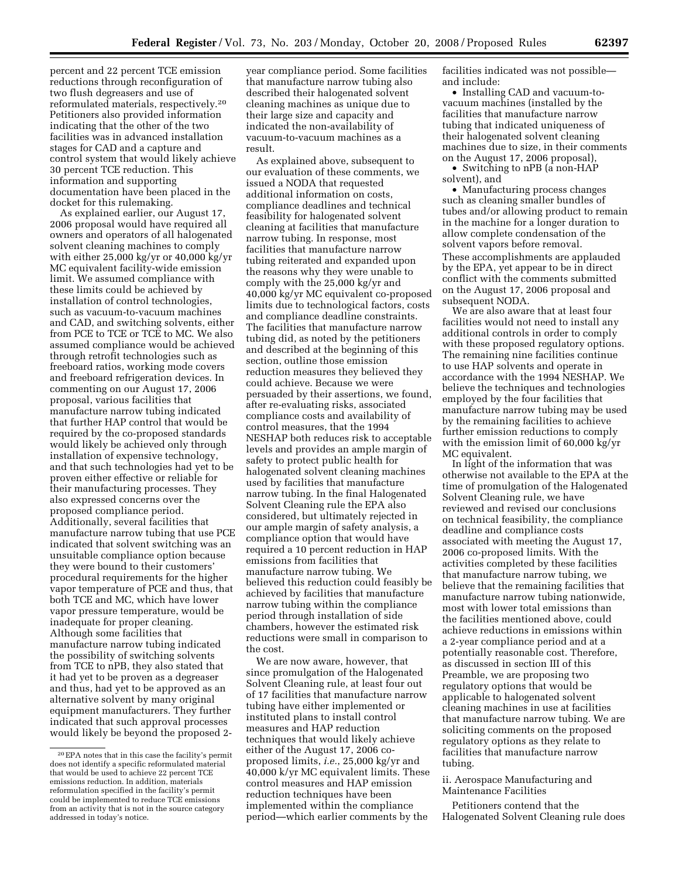percent and 22 percent TCE emission reductions through reconfiguration of two flush degreasers and use of reformulated materials, respectively.[20] Petitioners also provided information indicating that the other of the two facilities was in advanced installation stages for CAD and a capture and control system that would likely achieve 30 percent TCE reduction. This information and supporting documentation have been placed in the docket for this rulemaking.

As explained earlier, our August 17, 2006 proposal would have required all owners and operators of all halogenated solvent cleaning machines to comply with either 25,000 kg/yr or 40,000 kg/yr MC equivalent facility-wide emission limit. We assumed compliance with these limits could be achieved by installation of control technologies, such as vacuum-to-vacuum machines and CAD, and switching solvents, either from PCE to TCE or TCE to MC. We also assumed compliance would be achieved through retrofit technologies such as freeboard ratios, working mode covers and freeboard refrigeration devices. In commenting on our August 17, 2006 proposal, various facilities that manufacture narrow tubing indicated that further HAP control that would be required by the co-proposed standards would likely be achieved only through installation of expensive technology, and that such technologies had yet to be proven either effective or reliable for their manufacturing processes. They also expressed concerns over the proposed compliance period. Additionally, several facilities that manufacture narrow tubing that use PCE indicated that solvent switching was an unsuitable compliance option because they were bound to their customers' procedural requirements for the higher vapor temperature of PCE and thus, that both TCE and MC, which have lower vapor pressure temperature, would be inadequate for proper cleaning. Although some facilities that manufacture narrow tubing indicated the possibility of switching solvents from TCE to nPB, they also stated that it had yet to be proven as a degreaser and thus, had yet to be approved as an alternative solvent by many original equipment manufacturers. They further indicated that such approval processes would likely be beyond the proposed 2-year compliance period. Some facilities that manufacture narrow tubing also described their halogenated solvent cleaning machines as unique due to their large size and capacity and indicated the non-availability of vacuum-to-vacuum machines as a result.

As explained above, subsequent to our evaluation of these comments, we issued a NODA that requested additional information on costs, compliance deadlines and technical feasibility for halogenated solvent cleaning at facilities that manufacture narrow tubing. In response, most facilities that manufacture narrow tubing reiterated and expanded upon the reasons why they were unable to comply with the 25,000 kg/yr and 40,000 kg/yr MC equivalent co-proposed limits due to technological factors, costs and compliance deadline constraints. The facilities that manufacture narrow tubing did, as noted by the petitioners and described at the beginning of this section, outline those emission reduction measures they believed they could achieve. Because we were persuaded by their assertions, we found, after re-evaluating risks, associated compliance costs and availability of control measures, that the 1994 NESHAP both reduces risk to acceptable levels and provides an ample margin of safety to protect public health for halogenated solvent cleaning machines used by facilities that manufacture narrow tubing. In the final Halogenated Solvent Cleaning rule the EPA also considered, but ultimately rejected in our ample margin of safety analysis, a compliance option that would have required a 10 percent reduction in HAP emissions from facilities that manufacture narrow tubing. We believed this reduction could feasibly be achieved by facilities that manufacture narrow tubing within the compliance period through installation of side chambers, however the estimated risk reductions were small in comparison to the cost.

We are now aware, however, that since promulgation of the Halogenated Solvent Cleaning rule, at least four out of 17 facilities that manufacture narrow tubing have either implemented or instituted plans to install control measures and HAP reduction techniques that would likely achieve either of the August 17, 2006 co-proposed limits, *i.e.*, 25,000 kg/yr and 40,000 k/yr MC equivalent limits. These control measures and HAP emission reduction techniques have been implemented within the compliance period—which earlier comments by the facilities indicated was not possible—and include:

- Installing CAD and vacuum-to-vacuum machines (installed by the facilities that manufacture narrow tubing that indicated uniqueness of their halogenated solvent cleaning machines due to size, in their comments on the August 17, 2006 proposal),
- Switching to nPB (a non-HAP solvent), and
- Manufacturing process changes such as cleaning smaller bundles of tubes and/or allowing product to remain in the machine for a longer duration to allow complete condensation of the solvent vapors before removal.

These accomplishments are applauded by the EPA, yet appear to be in direct conflict with the comments submitted on the August 17, 2006 proposal and subsequent NODA.

We are also aware that at least four facilities would not need to install any additional controls in order to comply with these proposed regulatory options. The remaining nine facilities continue to use HAP solvents and operate in accordance with the 1994 NESHAP. We believe the techniques and technologies employed by the four facilities that manufacture narrow tubing may be used by the remaining facilities to achieve further emission reductions to comply with the emission limit of 60,000 kg/yr MC equivalent.

In light of the information that was otherwise not available to the EPA at the time of promulgation of the Halogenated Solvent Cleaning rule, we have reviewed and revised our conclusions on technical feasibility, the compliance deadline and compliance costs associated with meeting the August 17, 2006 co-proposed limits. With the activities completed by these facilities that manufacture narrow tubing, we believe that the remaining facilities that manufacture narrow tubing nationwide, most with lower total emissions than the facilities mentioned above, could achieve reductions in emissions within a 2-year compliance period and at a potentially reasonable cost. Therefore, as discussed in section III of this Preamble, we are proposing two regulatory options that would be applicable to halogenated solvent cleaning machines in use at facilities that manufacture narrow tubing. We are soliciting comments on the proposed regulatory options as they relate to facilities that manufacture narrow tubing.

ii. Aerospace Manufacturing and Maintenance Facilities

Petitioners contend that the Halogenated Solvent Cleaning rule does

[20] EPA notes that in this case the facility's permit does not identify a specific reformulated material that would be used to achieve 22 percent TCE emissions reduction. In addition, materials reformulation specified in the facility's permit could be implemented to reduce TCE emissions from an activity that is not in the source category addressed in today's notice.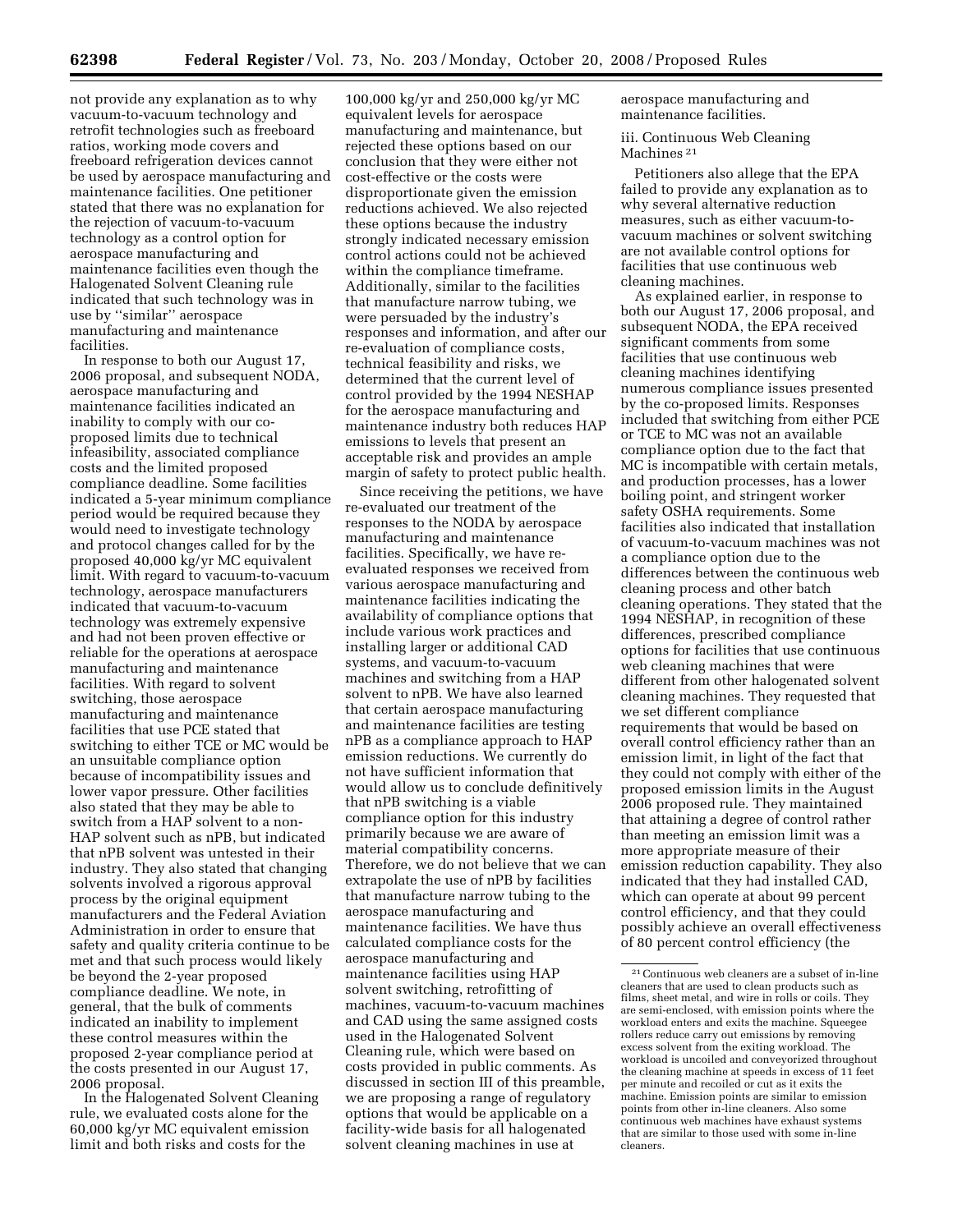not provide any explanation as to why vacuum-to-vacuum technology and retrofit technologies such as freeboard ratios, working mode covers and freeboard refrigeration devices cannot be used by aerospace manufacturing and maintenance facilities. One petitioner stated that there was no explanation for the rejection of vacuum-to-vacuum technology as a control option for aerospace manufacturing and maintenance facilities even though the Halogenated Solvent Cleaning rule indicated that such technology was in use by ''similar'' aerospace manufacturing and maintenance facilities.

In response to both our August 17, 2006 proposal, and subsequent NODA, aerospace manufacturing and maintenance facilities indicated an inability to comply with our co-proposed limits due to technical infeasibility, associated compliance costs and the limited proposed compliance deadline. Some facilities indicated a 5-year minimum compliance period would be required because they would need to investigate technology and protocol changes called for by the proposed 40,000 kg/yr MC equivalent limit. With regard to vacuum-to-vacuum technology, aerospace manufacturers indicated that vacuum-to-vacuum technology was extremely expensive and had not been proven effective or reliable for the operations at aerospace manufacturing and maintenance facilities. With regard to solvent switching, those aerospace manufacturing and maintenance facilities that use PCE stated that switching to either TCE or MC would be an unsuitable compliance option because of incompatibility issues and lower vapor pressure. Other facilities also stated that they may be able to switch from a HAP solvent to a non-HAP solvent such as nPB, but indicated that nPB solvent was untested in their industry. They also stated that changing solvents involved a rigorous approval process by the original equipment manufacturers and the Federal Aviation Administration in order to ensure that safety and quality criteria continue to be met and that such process would likely be beyond the 2-year proposed compliance deadline. We note, in general, that the bulk of comments indicated an inability to implement these control measures within the proposed 2-year compliance period at the costs presented in our August 17, 2006 proposal.

In the Halogenated Solvent Cleaning rule, we evaluated costs alone for the 60,000 kg/yr MC equivalent emission limit and both risks and costs for the 100,000 kg/yr and 250,000 kg/yr MC equivalent levels for aerospace manufacturing and maintenance, but rejected these options based on our conclusion that they were either not cost-effective or the costs were disproportionate given the emission reductions achieved. We also rejected these options because the industry strongly indicated necessary emission control actions could not be achieved within the compliance timeframe. Additionally, similar to the facilities that manufacture narrow tubing, we were persuaded by the industry's responses and information, and after our re-evaluation of compliance costs, technical feasibility and risks, we determined that the current level of control provided by the 1994 NESHAP for the aerospace manufacturing and maintenance industry both reduces HAP emissions to levels that present an acceptable risk and provides an ample margin of safety to protect public health.

Since receiving the petitions, we have re-evaluated our treatment of the responses to the NODA by aerospace manufacturing and maintenance facilities. Specifically, we have re-evaluated responses we received from various aerospace manufacturing and maintenance facilities indicating the availability of compliance options that include various work practices and installing larger or additional CAD systems, and vacuum-to-vacuum machines and switching from a HAP solvent to nPB. We have also learned that certain aerospace manufacturing and maintenance facilities are testing nPB as a compliance approach to HAP emission reductions. We currently do not have sufficient information that would allow us to conclude definitively that nPB switching is a viable compliance option for this industry primarily because we are aware of material compatibility concerns. Therefore, we do not believe that we can extrapolate the use of nPB by facilities that manufacture narrow tubing to the aerospace manufacturing and maintenance facilities. We have thus calculated compliance costs for the aerospace manufacturing and maintenance facilities using HAP solvent switching, retrofitting of machines, vacuum-to-vacuum machines and CAD using the same assigned costs used in the Halogenated Solvent Cleaning rule, which were based on costs provided in public comments. As discussed in section III of this preamble, we are proposing a range of regulatory options that would be applicable on a facility-wide basis for all halogenated solvent cleaning machines in use at aerospace manufacturing and maintenance facilities.

iii. Continuous Web Cleaning Machines [21]

Petitioners also allege that the EPA failed to provide any explanation as to why several alternative reduction measures, such as either vacuum-to-vacuum machines or solvent switching are not available control options for facilities that use continuous web cleaning machines.

As explained earlier, in response to both our August 17, 2006 proposal, and subsequent NODA, the EPA received significant comments from some facilities that use continuous web cleaning machines identifying numerous compliance issues presented by the co-proposed limits. Responses included that switching from either PCE or TCE to MC was not an available compliance option due to the fact that MC is incompatible with certain metals, and production processes, has a lower boiling point, and stringent worker safety OSHA requirements. Some facilities also indicated that installation of vacuum-to-vacuum machines was not a compliance option due to the differences between the continuous web cleaning process and other batch cleaning operations. They stated that the 1994 NESHAP, in recognition of these differences, prescribed compliance options for facilities that use continuous web cleaning machines that were different from other halogenated solvent cleaning machines. They requested that we set different compliance requirements that would be based on overall control efficiency rather than an emission limit, in light of the fact that they could not comply with either of the proposed emission limits in the August 2006 proposed rule. They maintained that attaining a degree of control rather than meeting an emission limit was a more appropriate measure of their emission reduction capability. They also indicated that they had installed CAD, which can operate at about 99 percent control efficiency, and that they could possibly achieve an overall effectiveness of 80 percent control efficiency (the

[21] Continuous web cleaners are a subset of in-line cleaners that are used to clean products such as films, sheet metal, and wire in rolls or coils. They are semi-enclosed, with emission points where the workload enters and exits the machine. Squeegee rollers reduce carry out emissions by removing excess solvent from the exiting workload. The workload is uncoiled and conveyorized throughout the cleaning machine at speeds in excess of 11 feet per minute and recoiled or cut as it exits the machine. Emission points are similar to emission points from other in-line cleaners. Also some continuous web machines have exhaust systems that are similar to those used with some in-line cleaners.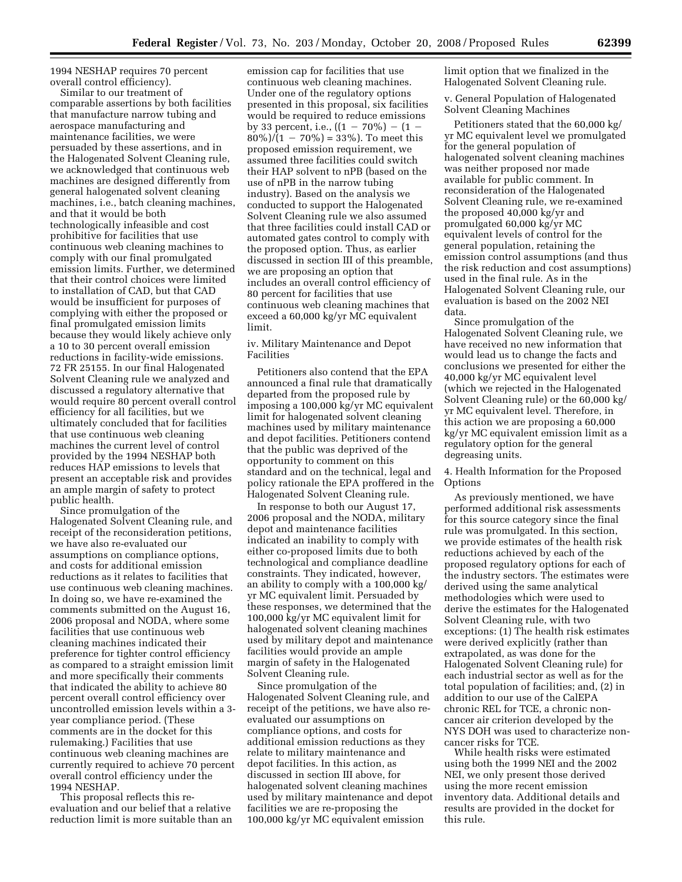1994 NESHAP requires 70 percent overall control efficiency).

Similar to our treatment of comparable assertions by both facilities that manufacture narrow tubing and aerospace manufacturing and maintenance facilities, we were persuaded by these assertions, and in the Halogenated Solvent Cleaning rule, we acknowledged that continuous web machines are designed differently from general halogenated solvent cleaning machines, i.e., batch cleaning machines, and that it would be both technologically infeasible and cost prohibitive for facilities that use continuous web cleaning machines to comply with our final promulgated emission limits. Further, we determined that their control choices were limited to installation of CAD, but that CAD would be insufficient for purposes of complying with either the proposed or final promulgated emission limits because they would likely achieve only a 10 to 30 percent overall emission reductions in facility-wide emissions. 72 FR 25155. In our final Halogenated Solvent Cleaning rule we analyzed and discussed a regulatory alternative that would require 80 percent overall control efficiency for all facilities, but we ultimately concluded that for facilities that use continuous web cleaning machines the current level of control provided by the 1994 NESHAP both reduces HAP emissions to levels that present an acceptable risk and provides an ample margin of safety to protect public health.

Since promulgation of the Halogenated Solvent Cleaning rule, and receipt of the reconsideration petitions, we have also re-evaluated our assumptions on compliance options, and costs for additional emission reductions as it relates to facilities that use continuous web cleaning machines. In doing so, we have re-examined the comments submitted on the August 16, 2006 proposal and NODA, where some facilities that use continuous web cleaning machines indicated their preference for tighter control efficiency as compared to a straight emission limit and more specifically their comments that indicated the ability to achieve 80 percent overall control efficiency over uncontrolled emission levels within a 3-year compliance period. (These comments are in the docket for this rulemaking.) Facilities that use continuous web cleaning machines are currently required to achieve 70 percent overall control efficiency under the 1994 NESHAP.

This proposal reflects this re-evaluation and our belief that a relative reduction limit is more suitable than an emission cap for facilities that use continuous web cleaning machines. Under one of the regulatory options presented in this proposal, six facilities would be required to reduce emissions by 33 percent, i.e., $((1 - 70\%) - (1 - 80\%))/(1 - 70\%) = 33\%$). To meet this proposed emission requirement, we assumed three facilities could switch their HAP solvent to nPB (based on the use of nPB in the narrow tubing industry). Based on the analysis we conducted to support the Halogenated Solvent Cleaning rule we also assumed that three facilities could install CAD or automated gates control to comply with the proposed option. Thus, as earlier discussed in section III of this preamble, we are proposing an option that includes an overall control efficiency of 80 percent for facilities that use continuous web cleaning machines that exceed a 60,000 kg/yr MC equivalent limit.

iv. Military Maintenance and Depot Facilities

Petitioners also contend that the EPA announced a final rule that dramatically departed from the proposed rule by imposing a 100,000 kg/yr MC equivalent limit for halogenated solvent cleaning machines used by military maintenance and depot facilities. Petitioners contend that the public was deprived of the opportunity to comment on this standard and on the technical, legal and policy rationale the EPA proffered in the Halogenated Solvent Cleaning rule.

In response to both our August 17, 2006 proposal and the NODA, military depot and maintenance facilities indicated an inability to comply with either co-proposed limits due to both technological and compliance deadline constraints. They indicated, however, an ability to comply with a 100,000 kg/yr MC equivalent limit. Persuaded by these responses, we determined that the 100,000 kg/yr MC equivalent limit for halogenated solvent cleaning machines used by military depot and maintenance facilities would provide an ample margin of safety in the Halogenated Solvent Cleaning rule.

Since promulgation of the Halogenated Solvent Cleaning rule, and receipt of the petitions, we have also re-evaluated our assumptions on compliance options, and costs for additional emission reductions as they relate to military maintenance and depot facilities. In this action, as discussed in section III above, for halogenated solvent cleaning machines used by military maintenance and depot facilities we are re-proposing the 100,000 kg/yr MC equivalent emission limit option that we finalized in the Halogenated Solvent Cleaning rule.

v. General Population of Halogenated Solvent Cleaning Machines

Petitioners stated that the 60,000 kg/yr MC equivalent level we promulgated for the general population of halogenated solvent cleaning machines was neither proposed nor made available for public comment. In reconsideration of the Halogenated Solvent Cleaning rule, we re-examined the proposed 40,000 kg/yr and promulgated 60,000 kg/yr MC equivalent levels of control for the general population, retaining the emission control assumptions (and thus the risk reduction and cost assumptions) used in the final rule. As in the Halogenated Solvent Cleaning rule, our evaluation is based on the 2002 NEI data.

Since promulgation of the Halogenated Solvent Cleaning rule, we have received no new information that would lead us to change the facts and conclusions we presented for either the 40,000 kg/yr MC equivalent level (which we rejected in the Halogenated Solvent Cleaning rule) or the 60,000 kg/yr MC equivalent level. Therefore, in this action we are proposing a 60,000 kg/yr MC equivalent emission limit as a regulatory option for the general degreasing units.

4. Health Information for the Proposed Options

As previously mentioned, we have performed additional risk assessments for this source category since the final rule was promulgated. In this section, we provide estimates of the health risk reductions achieved by each of the proposed regulatory options for each of the industry sectors. The estimates were derived using the same analytical methodologies which were used to derive the estimates for the Halogenated Solvent Cleaning rule, with two exceptions: (1) The health risk estimates were derived explicitly (rather than extrapolated, as was done for the Halogenated Solvent Cleaning rule) for each industrial sector as well as for the total population of facilities; and, (2) in addition to our use of the CalEPA chronic REL for TCE, a chronic non-cancer air criterion developed by the NYS DOH was used to characterize non-cancer risks for TCE.

While health risks were estimated using both the 1999 NEI and the 2002 NEI, we only present those derived using the more recent emission inventory data. Additional details and results are provided in the docket for this rule.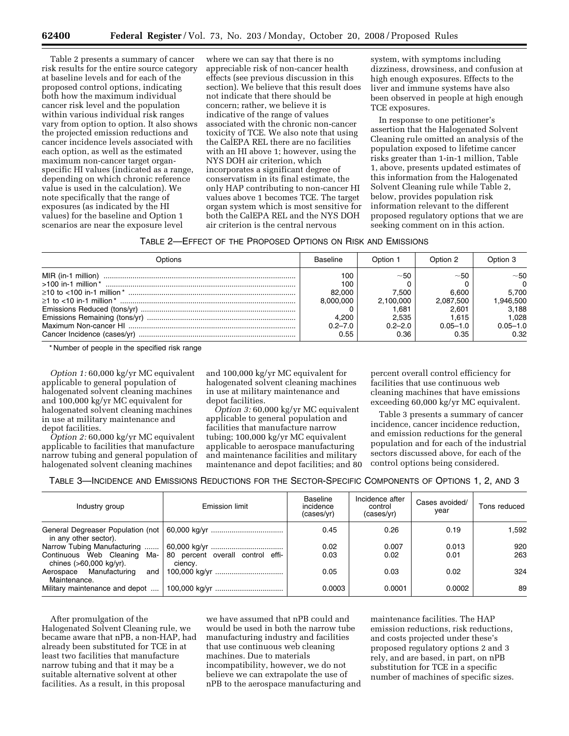Table 2 presents a summary of cancer risk results for the entire source category at baseline levels and for each of the proposed control options, indicating both how the maximum individual cancer risk level and the population within various individual risk ranges vary from option to option. It also shows the projected emission reductions and cancer incidence levels associated with each option, as well as the estimated maximum non-cancer target organ-specific HI values (indicated as a range, depending on which chronic reference value is used in the calculation). We note specifically that the range of exposures (as indicated by the HI values) for the baseline and Option 1 scenarios are near the exposure level where we can say that there is no appreciable risk of non-cancer health effects (see previous discussion in this section). We believe that this result does not indicate that there should be concern; rather, we believe it is indicative of the range of values associated with the chronic non-cancer toxicity of TCE. We also note that using the CalEPA REL there are no facilities with an HI above 1; however, using the NYS DOH air criterion, which incorporates a significant degree of conservatism in its final estimate, the only HAP contributing to non-cancer HI values above 1 becomes TCE. The target organ system which is most sensitive for both the CalEPA REL and the NYS DOH air criterion is the central nervous system, with symptoms including dizziness, drowsiness, and confusion at high enough exposures. Effects to the liver and immune systems have also been observed in people at high enough TCE exposures.

In response to one petitioner's assertion that the Halogenated Solvent Cleaning rule omitted an analysis of the population exposed to lifetime cancer risks greater than 1-in-1 million, Table 1, above, presents updated estimates of this information from the Halogenated Solvent Cleaning rule while Table 2, below, provides population risk information relevant to the different proposed regulatory options that we are seeking comment on in this action.

TABLE 2—EFFECT OF THE PROPOSED OPTIONS ON RISK AND EMISSIONS

| Options | Baseline | Option 1 | Option 2 | Option 3 |
|---|---|---|---|---|
| MIR (in-1 million) | 100 | ~50 | ~50 | ~50 |
| >100 in-1 million * | 100 | 0 | 0 | 0 |
| ≥10 to <100 in-1 million * | 82,000 | 7,500 | 6,600 | 5,700 |
| ≥1 to <10 in-1 million * | 8,000,000 | 2,100,000 | 2,087,500 | 1,946,500 |
| Emissions Reduced (tons/yr) | 0 | 1,681 | 2,601 | 3,188 |
| Emissions Remaining (tons/yr) | 4,200 | 2,535 | 1,615 | 1,028 |
| Maximum Non-cancer HI | 0.2–7.0 | 0.2–2.0 | 0.05–1.0 | 0.05–1.0 |
| Cancer Incidence (cases/yr) | 0.55 | 0.36 | 0.35 | 0.32 |

\* Number of people in the specified risk range

*Option 1:* 60,000 kg/yr MC equivalent applicable to general population of halogenated solvent cleaning machines and 100,000 kg/yr MC equivalent for halogenated solvent cleaning machines in use at military maintenance and depot facilities.

*Option 2:* 60,000 kg/yr MC equivalent applicable to facilities that manufacture narrow tubing and general population of halogenated solvent cleaning machines and 100,000 kg/yr MC equivalent for halogenated solvent cleaning machines in use at military maintenance and depot facilities.

*Option 3:* 60,000 kg/yr MC equivalent applicable to general population and facilities that manufacture narrow tubing; 100,000 kg/yr MC equivalent applicable to aerospace manufacturing and maintenance facilities and military maintenance and depot facilities; and 80 percent overall control efficiency for facilities that use continuous web cleaning machines that have emissions exceeding 60,000 kg/yr MC equivalent.

Table 3 presents a summary of cancer incidence, cancer incidence reduction, and emission reductions for the general population and for each of the industrial sectors discussed above, for each of the control options being considered.

TABLE 3—INCIDENCE AND EMISSIONS REDUCTIONS FOR THE SECTOR-SPECIFIC COMPONENTS OF OPTIONS 1, 2, AND 3

| Industry group | Emission limit | Baseline incidence (cases/yr) | Incidence after control (cases/yr) | Cases avoided/year | Tons reduced |
|---|---|---|---|---|---|
| General Degreaser Population (not in any other sector). | 60,000 kg/yr | 0.45 | 0.26 | 0.19 | 1,592 |
| Narrow Tubing Manufacturing | 60,000 kg/yr | 0.02 | 0.007 | 0.013 | 920 |
| Continuous Web Cleaning Machines (>60,000 kg/yr). | 80 percent overall control efficiency. | 0.03 | 0.02 | 0.01 | 263 |
| Aerospace Manufacturing and Maintenance. | 100,000 kg/yr | 0.05 | 0.03 | 0.02 | 324 |
| Military maintenance and depot | 100,000 kg/yr | 0.0003 | 0.0001 | 0.0002 | 89 |

After promulgation of the Halogenated Solvent Cleaning rule, we became aware that nPB, a non-HAP, had already been substituted for TCE in at least two facilities that manufacture narrow tubing and that it may be a suitable alternative solvent at other facilities. As a result, in this proposal we have assumed that nPB could and would be used in both the narrow tube manufacturing industry and facilities that use continuous web cleaning machines. Due to materials incompatibility, however, we do not believe we can extrapolate the use of nPB to the aerospace manufacturing and maintenance facilities. The HAP emission reductions, risk reductions, and costs projected under these's proposed regulatory options 2 and 3 rely, and are based, in part, on nPB substitution for TCE in a specific number of machines of specific sizes.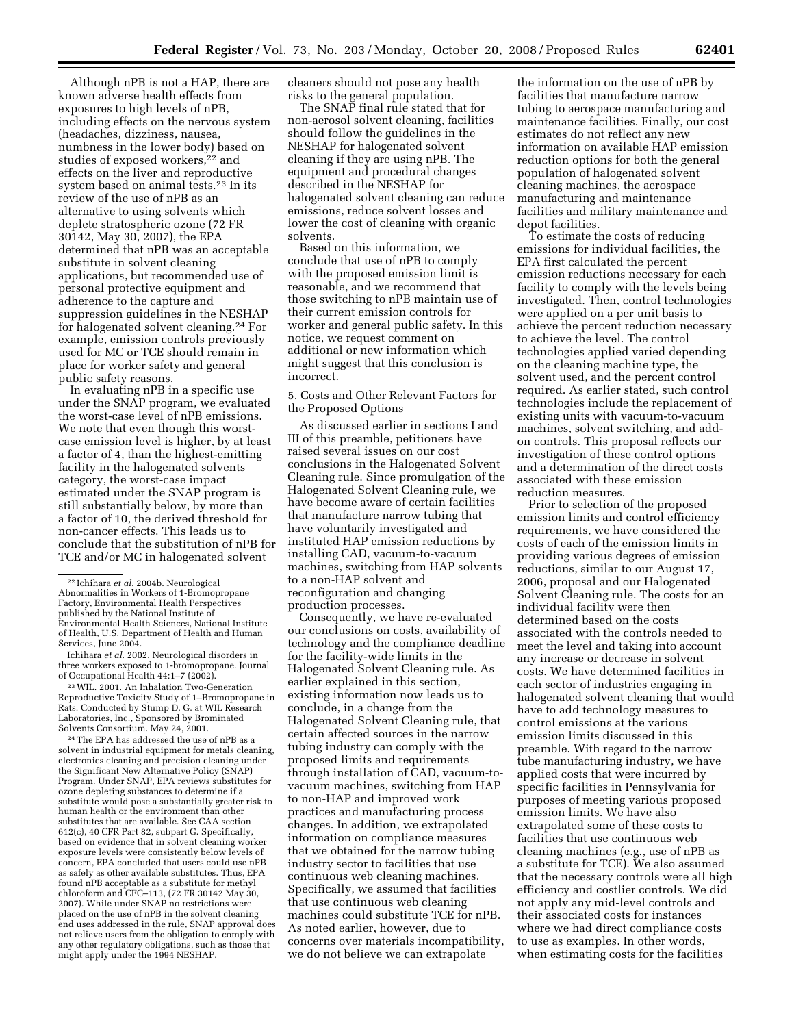Although nPB is not a HAP, there are known adverse health effects from exposures to high levels of nPB, including effects on the nervous system (headaches, dizziness, nausea, numbness in the lower body) based on studies of exposed workers,[22] and effects on the liver and reproductive system based on animal tests.[23] In its review of the use of nPB as an alternative to using solvents which deplete stratospheric ozone (72 FR 30142, May 30, 2007), the EPA determined that nPB was an acceptable substitute in solvent cleaning applications, but recommended use of personal protective equipment and adherence to the capture and suppression guidelines in the NESHAP for halogenated solvent cleaning.[24] For example, emission controls previously used for MC or TCE should remain in place for worker safety and general public safety reasons.

In evaluating nPB in a specific use under the SNAP program, we evaluated the worst-case level of nPB emissions. We note that even though this worst-case emission level is higher, by at least a factor of 4, than the highest-emitting facility in the halogenated solvents category, the worst-case impact estimated under the SNAP program is still substantially below, by more than a factor of 10, the derived threshold for non-cancer effects. This leads us to conclude that the substitution of nPB for TCE and/or MC in halogenated solvent cleaners should not pose any health risks to the general population.

The SNAP final rule stated that for non-aerosol solvent cleaning, facilities should follow the guidelines in the NESHAP for halogenated solvent cleaning if they are using nPB. The equipment and procedural changes described in the NESHAP for halogenated solvent cleaning can reduce emissions, reduce solvent losses and lower the cost of cleaning with organic solvents.

Based on this information, we conclude that use of nPB to comply with the proposed emission limit is reasonable, and we recommend that those switching to nPB maintain use of their current emission controls for worker and general public safety. In this notice, we request comment on additional or new information which might suggest that this conclusion is incorrect.

5. Costs and Other Relevant Factors for the Proposed Options

As discussed earlier in sections I and III of this preamble, petitioners have raised several issues on our cost conclusions in the Halogenated Solvent Cleaning rule. Since promulgation of the Halogenated Solvent Cleaning rule, we have become aware of certain facilities that manufacture narrow tubing that have voluntarily investigated and instituted HAP emission reductions by installing CAD, vacuum-to-vacuum machines, switching from HAP solvents to a non-HAP solvent and reconfiguration and changing production processes.

Consequently, we have re-evaluated our conclusions on costs, availability of technology and the compliance deadline for the facility-wide limits in the Halogenated Solvent Cleaning rule. As earlier explained in this section, existing information now leads us to conclude, in a change from the Halogenated Solvent Cleaning rule, that certain affected sources in the narrow tubing industry can comply with the proposed limits and requirements through installation of CAD, vacuum-to-vacuum machines, switching from HAP to non-HAP and improved work practices and manufacturing process changes. In addition, we extrapolated information on compliance measures that we obtained for the narrow tubing industry sector to facilities that use continuous web cleaning machines. Specifically, we assumed that facilities that use continuous web cleaning machines could substitute TCE for nPB. As noted earlier, however, due to concerns over materials incompatibility, we do not believe we can extrapolate the information on the use of nPB by facilities that manufacture narrow tubing to aerospace manufacturing and maintenance facilities. Finally, our cost estimates do not reflect any new information on available HAP emission reduction options for both the general population of halogenated solvent cleaning machines, the aerospace manufacturing and maintenance facilities and military maintenance and depot facilities.

To estimate the costs of reducing emissions for individual facilities, the EPA first calculated the percent emission reductions necessary for each facility to comply with the levels being investigated. Then, control technologies were applied on a per unit basis to achieve the percent reduction necessary to achieve the level. The control technologies applied varied depending on the cleaning machine type, the solvent used, and the percent control required. As earlier stated, such control technologies include the replacement of existing units with vacuum-to-vacuum machines, solvent switching, and add-on controls. This proposal reflects our investigation of these control options and a determination of the direct costs associated with these emission reduction measures.

Prior to selection of the proposed emission limits and control efficiency requirements, we have considered the costs of each of the emission limits in providing various degrees of emission reductions, similar to our August 17, 2006, proposal and our Halogenated Solvent Cleaning rule. The costs for an individual facility were then determined based on the costs associated with the controls needed to meet the level and taking into account any increase or decrease in solvent costs. We have determined facilities in each sector of industries engaging in halogenated solvent cleaning that would have to add technology measures to control emissions at the various emission limits discussed in this preamble. With regard to the narrow tube manufacturing industry, we have applied costs that were incurred by specific facilities in Pennsylvania for purposes of meeting various proposed emission limits. We have also extrapolated some of these costs to facilities that use continuous web cleaning machines (e.g., use of nPB as a substitute for TCE). We also assumed that the necessary controls were all high efficiency and costlier controls. We did not apply any mid-level controls and their associated costs for instances where we had direct compliance costs to use as examples. In other words, when estimating costs for the facilities

---

[22] Ichihara *et al.* 2004b. Neurological Abnormalities in Workers of 1-Bromopropane Factory, Environmental Health Perspectives published by the National Institute of Environmental Health Sciences, National Institute of Health, U.S. Department of Health and Human Services, June 2004.

Ichihara *et al.* 2002. Neurological disorders in three workers exposed to 1-bromopropane. Journal of Occupational Health 44:1–7 (2002).

[23] WIL. 2001. An Inhalation Two-Generation Reproductive Toxicity Study of 1–Bromopropane in Rats. Conducted by Stump D. G. at WIL Research Laboratories, Inc., Sponsored by Brominated Solvents Consortium. May 24, 2001.

[24] The EPA has addressed the use of nPB as a solvent in industrial equipment for metals cleaning, electronics cleaning and precision cleaning under the Significant New Alternative Policy (SNAP) Program. Under SNAP, EPA reviews substitutes for ozone depleting substances to determine if a substitute would pose a substantially greater risk to human health or the environment than other substitutes that are available. See CAA section 612(c), 40 CFR Part 82, subpart G. Specifically, based on evidence that in solvent cleaning worker exposure levels were consistently below levels of concern, EPA concluded that users could use nPB as safely as other available substitutes. Thus, EPA found nPB acceptable as a substitute for methyl chloroform and CFC–113, (72 FR 30142 May 30, 2007). While under SNAP no restrictions were placed on the use of nPB in the solvent cleaning end uses addressed in the rule, SNAP approval does not relieve users from the obligation to comply with any other regulatory obligations, such as those that might apply under the 1994 NESHAP.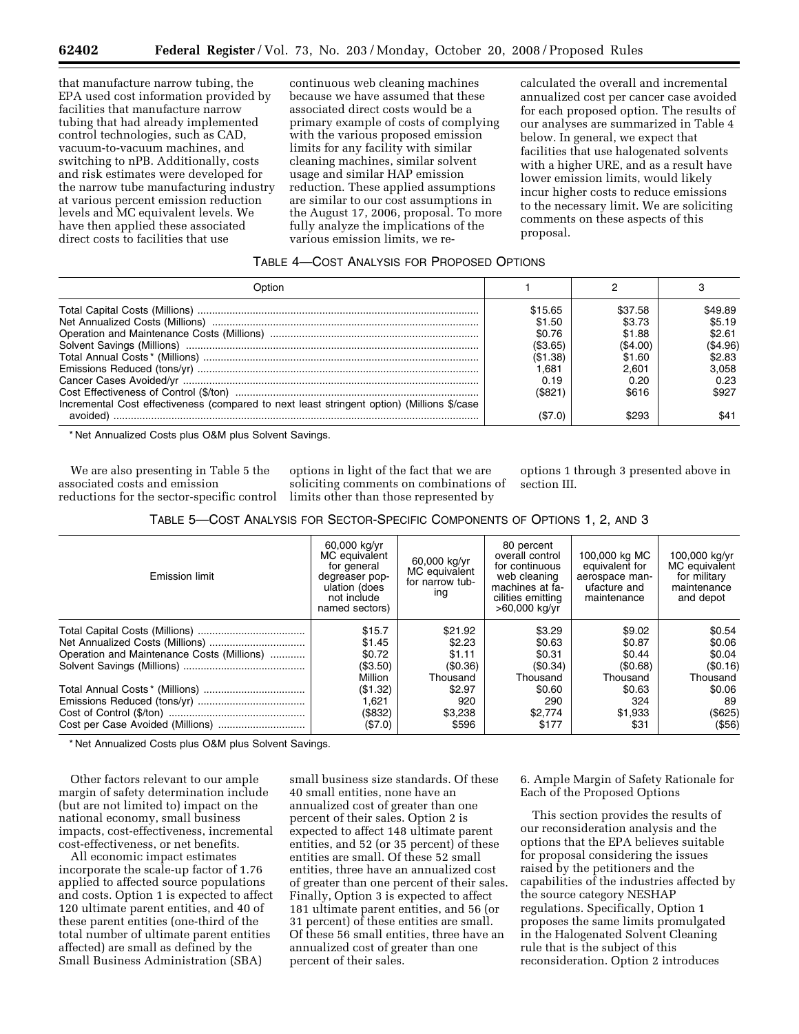that manufacture narrow tubing, the EPA used cost information provided by facilities that manufacture narrow tubing that had already implemented control technologies, such as CAD, vacuum-to-vacuum machines, and switching to nPB. Additionally, costs and risk estimates were developed for the narrow tube manufacturing industry at various percent emission reduction levels and MC equivalent levels. We have then applied these associated direct costs to facilities that use continuous web cleaning machines because we have assumed that these associated direct costs would be a primary example of costs of complying with the various proposed emission limits for any facility with similar cleaning machines, similar solvent usage and similar HAP emission reduction. These applied assumptions are similar to our cost assumptions in the August 17, 2006, proposal. To more fully analyze the implications of the various emission limits, we re-calculated the overall and incremental annualized cost per cancer case avoided for each proposed option. The results of our analyses are summarized in Table 4 below. In general, we expect that facilities that use halogenated solvents with a higher URE, and as a result have lower emission limits, would likely incur higher costs to reduce emissions to the necessary limit. We are soliciting comments on these aspects of this proposal.

TABLE 4—COST ANALYSIS FOR PROPOSED OPTIONS

| Option | 1 | 2 | 3 |
|---|---|---|---|
| Total Capital Costs (Millions) | $15.65 | $37.58 | $49.89 |
| Net Annualized Costs (Millions) | $1.50 | $3.73 | $5.19 |
| Operation and Maintenance Costs (Millions) | $0.76 | $1.88 | $2.61 |
| Solvent Savings (Millions) | ($3.65) | ($4.00) | ($4.96) |
| Total Annual Costs* (Millions) | ($1.38) | $1.60 | $2.83 |
| Emissions Reduced (tons/yr) | 1,681 | 2,601 | 3,058 |
| Cancer Cases Avoided/yr | 0.19 | 0.20 | 0.23 |
| Cost Effectiveness of Control ($/ton) | ($821) | $616 | $927 |
| Incremental Cost effectiveness (compared to next least stringent option) (Millions $/case avoided) | ($7.0) | $293 | $41 |

* Net Annualized Costs plus O&M plus Solvent Savings.

We are also presenting in Table 5 the associated costs and emission reductions for the sector-specific control options in light of the fact that we are soliciting comments on combinations of limits other than those represented by options 1 through 3 presented above in section III.

TABLE 5—COST ANALYSIS FOR SECTOR-SPECIFIC COMPONENTS OF OPTIONS 1, 2, AND 3

| Emission limit | 60,000 kg/yr MC equivalent for general degreaser population (does not include named sectors) | 60,000 kg/yr MC equivalent for narrow tubing | 80 percent overall control for continuous web cleaning machines at facilities emitting >60,000 kg/yr | 100,000 kg MC equivalent for aerospace manufacture and maintenance | 100,000 kg/yr MC equivalent for military maintenance and depot |
|---|---|---|---|---|---|
| Total Capital Costs (Millions) | $15.7 | $21.92 | $3.29 | $9.02 | $0.54 |
| Net Annualized Costs (Millions) | $1.45 | $2.23 | $0.63 | $0.87 | $0.06 |
| Operation and Maintenance Costs (Millions) | $0.72 | $1.11 | $0.31 | $0.44 | $0.04 |
| Solvent Savings (Millions) | ($3.50) Million | ($0.36) Thousand | ($0.34) Thousand | ($0.68) Thousand | ($0.16) Thousand |
| Total Annual Costs* (Millions) | ($1.32) | $2.97 | $0.60 | $0.63 | $0.06 |
| Emissions Reduced (tons/yr) | 1,621 | 920 | 290 | 324 | 89 |
| Cost of Control ($/ton) | ($832) | $3,238 | $2,774 | $1,933 | ($625) |
| Cost per Case Avoided (Millions) | ($7.0) | $596 | $177 | $31 | ($56) |

* Net Annualized Costs plus O&M plus Solvent Savings.

Other factors relevant to our ample margin of safety determination include (but are not limited to) impact on the national economy, small business impacts, cost-effectiveness, incremental cost-effectiveness, or net benefits.

All economic impact estimates incorporate the scale-up factor of 1.76 applied to affected source populations and costs. Option 1 is expected to affect 120 ultimate parent entities, and 40 of these parent entities (one-third of the total number of ultimate parent entities affected) are small as defined by the Small Business Administration (SBA) small business size standards. Of these 40 small entities, none have an annualized cost of greater than one percent of their sales. Option 2 is expected to affect 148 ultimate parent entities, and 52 (or 35 percent) of these entities are small. Of these 52 small entities, three have an annualized cost of greater than one percent of their sales. Finally, Option 3 is expected to affect 181 ultimate parent entities, and 56 (or 31 percent) of these entities are small. Of these 56 small entities, three have an annualized cost of greater than one percent of their sales.

6. Ample Margin of Safety Rationale for Each of the Proposed Options

This section provides the results of our reconsideration analysis and the options that the EPA believes suitable for proposal considering the issues raised by the petitioners and the capabilities of the industries affected by the source category NESHAP regulations. Specifically, Option 1 proposes the same limits promulgated in the Halogenated Solvent Cleaning rule that is the subject of this reconsideration. Option 2 introduces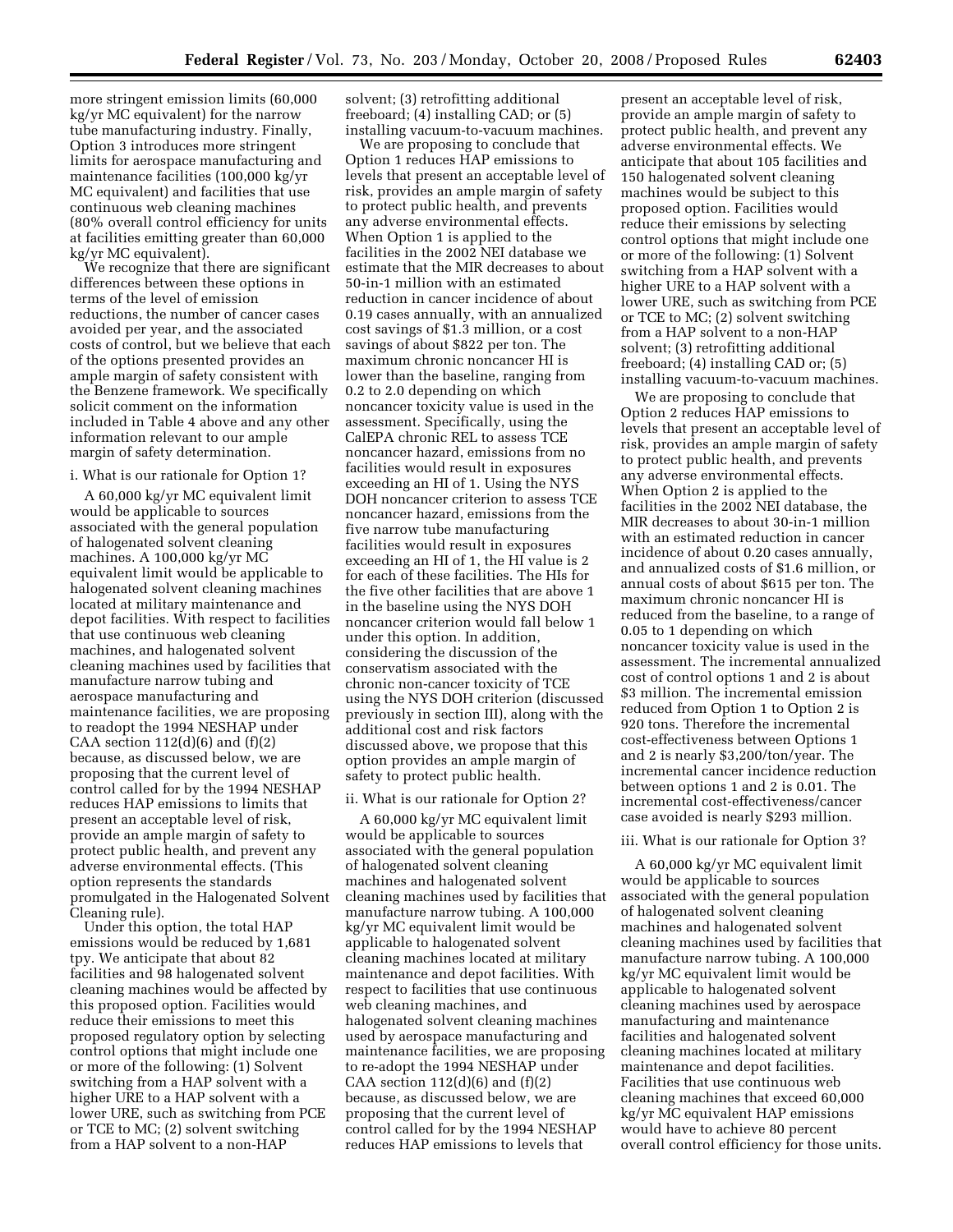more stringent emission limits (60,000 kg/yr MC equivalent) for the narrow tube manufacturing industry. Finally, Option 3 introduces more stringent limits for aerospace manufacturing and maintenance facilities (100,000 kg/yr MC equivalent) and facilities that use continuous web cleaning machines (80% overall control efficiency for units at facilities emitting greater than 60,000 kg/yr MC equivalent).

We recognize that there are significant differences between these options in terms of the level of emission reductions, the number of cancer cases avoided per year, and the associated costs of control, but we believe that each of the options presented provides an ample margin of safety consistent with the Benzene framework. We specifically solicit comment on the information included in Table 4 above and any other information relevant to our ample margin of safety determination.

i. What is our rationale for Option 1?

A 60,000 kg/yr MC equivalent limit would be applicable to sources associated with the general population of halogenated solvent cleaning machines. A 100,000 kg/yr MC equivalent limit would be applicable to halogenated solvent cleaning machines located at military maintenance and depot facilities. With respect to facilities that use continuous web cleaning machines, and halogenated solvent cleaning machines used by facilities that manufacture narrow tubing and aerospace manufacturing and maintenance facilities, we are proposing to readopt the 1994 NESHAP under CAA section 112(d)(6) and (f)(2) because, as discussed below, we are proposing that the current level of control called for by the 1994 NESHAP reduces HAP emissions to limits that present an acceptable level of risk, provide an ample margin of safety to protect public health, and prevent any adverse environmental effects. (This option represents the standards promulgated in the Halogenated Solvent Cleaning rule).

Under this option, the total HAP emissions would be reduced by 1,681 tpy. We anticipate that about 82 facilities and 98 halogenated solvent cleaning machines would be affected by this proposed option. Facilities would reduce their emissions to meet this proposed regulatory option by selecting control options that might include one or more of the following: (1) Solvent switching from a HAP solvent with a higher URE to a HAP solvent with a lower URE, such as switching from PCE or TCE to MC; (2) solvent switching from a HAP solvent to a non-HAP solvent; (3) retrofitting additional freeboard; (4) installing CAD; or (5) installing vacuum-to-vacuum machines.

We are proposing to conclude that Option 1 reduces HAP emissions to levels that present an acceptable level of risk, provides an ample margin of safety to protect public health, and prevents any adverse environmental effects. When Option 1 is applied to the facilities in the 2002 NEI database we estimate that the MIR decreases to about 50-in-1 million with an estimated reduction in cancer incidence of about 0.19 cases annually, with an annualized cost savings of $1.3 million, or a cost savings of about $822 per ton. The maximum chronic noncancer HI is lower than the baseline, ranging from 0.2 to 2.0 depending on which noncancer toxicity value is used in the assessment. Specifically, using the CalEPA chronic REL to assess TCE noncancer hazard, emissions from no facilities would result in exposures exceeding an HI of 1. Using the NYS DOH noncancer criterion to assess TCE noncancer hazard, emissions from the five narrow tube manufacturing facilities would result in exposures exceeding an HI of 1, the HI value is 2 for each of these facilities. The HIs for the five other facilities that are above 1 in the baseline using the NYS DOH noncancer criterion would fall below 1 under this option. In addition, considering the discussion of the conservatism associated with the chronic non-cancer toxicity of TCE using the NYS DOH criterion (discussed previously in section III), along with the additional cost and risk factors discussed above, we propose that this option provides an ample margin of safety to protect public health.

ii. What is our rationale for Option 2?

A 60,000 kg/yr MC equivalent limit would be applicable to sources associated with the general population of halogenated solvent cleaning machines and halogenated solvent cleaning machines used by facilities that manufacture narrow tubing. A 100,000 kg/yr MC equivalent limit would be applicable to halogenated solvent cleaning machines located at military maintenance and depot facilities. With respect to facilities that use continuous web cleaning machines, and halogenated solvent cleaning machines used by aerospace manufacturing and maintenance facilities, we are proposing to re-adopt the 1994 NESHAP under CAA section 112(d)(6) and (f)(2) because, as discussed below, we are proposing that the current level of control called for by the 1994 NESHAP reduces HAP emissions to levels that present an acceptable level of risk, provide an ample margin of safety to protect public health, and prevent any adverse environmental effects. We anticipate that about 105 facilities and 150 halogenated solvent cleaning machines would be subject to this proposed option. Facilities would reduce their emissions by selecting control options that might include one or more of the following: (1) Solvent switching from a HAP solvent with a higher URE to a HAP solvent with a lower URE, such as switching from PCE or TCE to MC; (2) solvent switching from a HAP solvent to a non-HAP solvent; (3) retrofitting additional freeboard; (4) installing CAD or; (5) installing vacuum-to-vacuum machines.

We are proposing to conclude that Option 2 reduces HAP emissions to levels that present an acceptable level of risk, provides an ample margin of safety to protect public health, and prevents any adverse environmental effects. When Option 2 is applied to the facilities in the 2002 NEI database, the MIR decreases to about 30-in-1 million with an estimated reduction in cancer incidence of about 0.20 cases annually, and annualized costs of $1.6 million, or annual costs of about $615 per ton. The maximum chronic noncancer HI is reduced from the baseline, to a range of 0.05 to 1 depending on which noncancer toxicity value is used in the assessment. The incremental annualized cost of control options 1 and 2 is about $3 million. The incremental emission reduced from Option 1 to Option 2 is 920 tons. Therefore the incremental cost-effectiveness between Options 1 and 2 is nearly $3,200/ton/year. The incremental cancer incidence reduction between options 1 and 2 is 0.01. The incremental cost-effectiveness/cancer case avoided is nearly $293 million.

iii. What is our rationale for Option 3?

A 60,000 kg/yr MC equivalent limit would be applicable to sources associated with the general population of halogenated solvent cleaning machines and halogenated solvent cleaning machines used by facilities that manufacture narrow tubing. A 100,000 kg/yr MC equivalent limit would be applicable to halogenated solvent cleaning machines used by aerospace manufacturing and maintenance facilities and halogenated solvent cleaning machines located at military maintenance and depot facilities. Facilities that use continuous web cleaning machines that exceed 60,000 kg/yr MC equivalent HAP emissions would have to achieve 80 percent overall control efficiency for those units.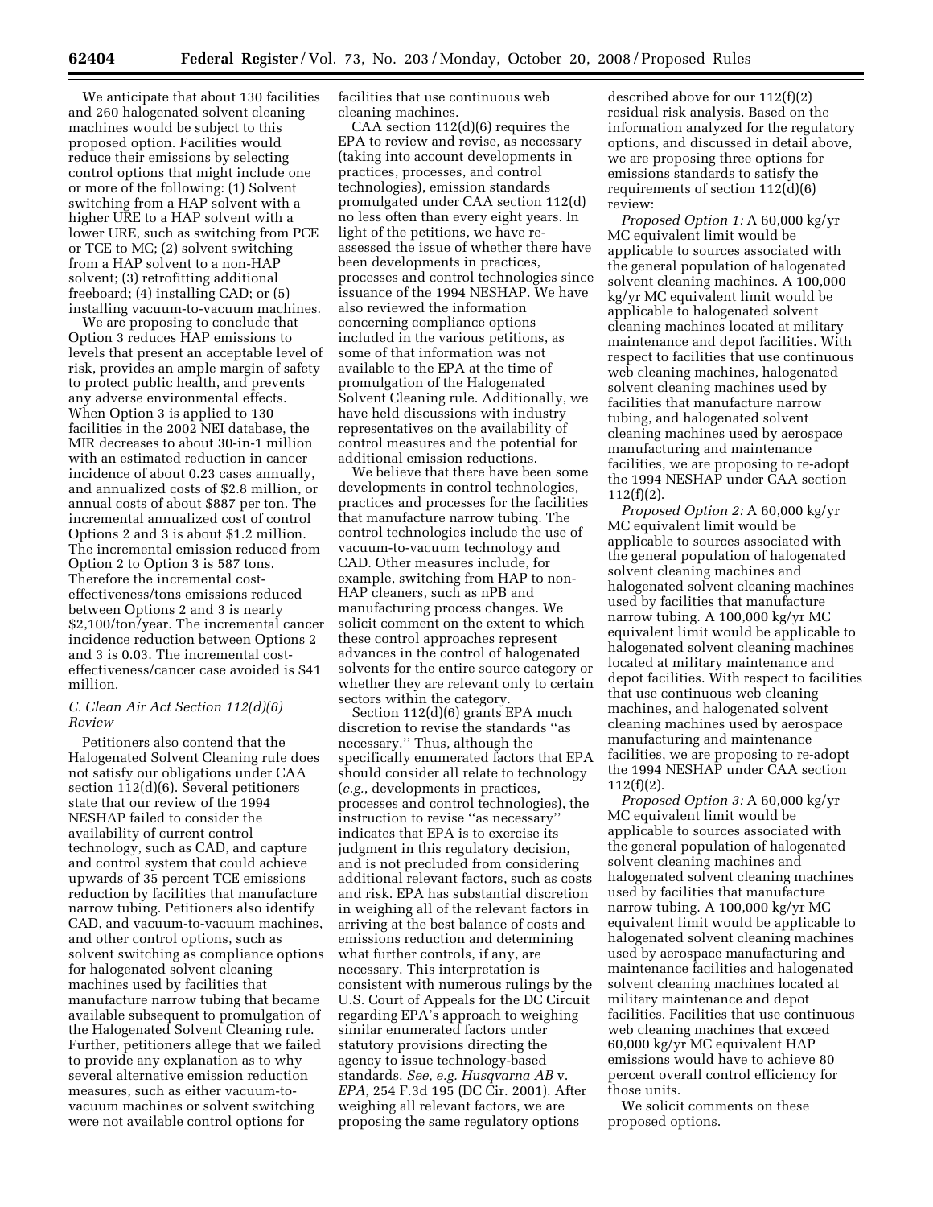We anticipate that about 130 facilities and 260 halogenated solvent cleaning machines would be subject to this proposed option. Facilities would reduce their emissions by selecting control options that might include one or more of the following: (1) Solvent switching from a HAP solvent with a higher URE to a HAP solvent with a lower URE, such as switching from PCE or TCE to MC; (2) solvent switching from a HAP solvent to a non-HAP solvent; (3) retrofitting additional freeboard; (4) installing CAD; or (5) installing vacuum-to-vacuum machines.

We are proposing to conclude that Option 3 reduces HAP emissions to levels that present an acceptable level of risk, provides an ample margin of safety to protect public health, and prevents any adverse environmental effects. When Option 3 is applied to 130 facilities in the 2002 NEI database, the MIR decreases to about 30-in-1 million with an estimated reduction in cancer incidence of about 0.23 cases annually, and annualized costs of $2.8 million, or annual costs of about $887 per ton. The incremental annualized cost of control Options 2 and 3 is about $1.2 million. The incremental emission reduced from Option 2 to Option 3 is 587 tons. Therefore the incremental cost-effectiveness/tons emissions reduced between Options 2 and 3 is nearly $2,100/ton/year. The incremental cancer incidence reduction between Options 2 and 3 is 0.03. The incremental cost-effectiveness/cancer case avoided is $41 million.

### *C. Clean Air Act Section 112(d)(6) Review*

Petitioners also contend that the Halogenated Solvent Cleaning rule does not satisfy our obligations under CAA section 112(d)(6). Several petitioners state that our review of the 1994 NESHAP failed to consider the availability of current control technology, such as CAD, and capture and control system that could achieve upwards of 35 percent TCE emissions reduction by facilities that manufacture narrow tubing. Petitioners also identify CAD, and vacuum-to-vacuum machines, and other control options, such as solvent switching as compliance options for halogenated solvent cleaning machines used by facilities that manufacture narrow tubing that became available subsequent to promulgation of the Halogenated Solvent Cleaning rule. Further, petitioners allege that we failed to provide any explanation as to why several alternative emission reduction measures, such as either vacuum-to-vacuum machines or solvent switching were not available control options for facilities that use continuous web cleaning machines.

CAA section 112(d)(6) requires the EPA to review and revise, as necessary (taking into account developments in practices, processes, and control technologies), emission standards promulgated under CAA section 112(d) no less often than every eight years. In light of the petitions, we have re-assessed the issue of whether there have been developments in practices, processes and control technologies since issuance of the 1994 NESHAP. We have also reviewed the information concerning compliance options included in the various petitions, as some of that information was not available to the EPA at the time of promulgation of the Halogenated Solvent Cleaning rule. Additionally, we have held discussions with industry representatives on the availability of control measures and the potential for additional emission reductions.

We believe that there have been some developments in control technologies, practices and processes for the facilities that manufacture narrow tubing. The control technologies include the use of vacuum-to-vacuum technology and CAD. Other measures include, for example, switching from HAP to non-HAP cleaners, such as nPB and manufacturing process changes. We solicit comment on the extent to which these control approaches represent advances in the control of halogenated solvents for the entire source category or whether they are relevant only to certain sectors within the category.

Section 112(d)(6) grants EPA much discretion to revise the standards ''as necessary.'' Thus, although the specifically enumerated factors that EPA should consider all relate to technology (*e.g.*, developments in practices, processes and control technologies), the instruction to revise ''as necessary'' indicates that EPA is to exercise its judgment in this regulatory decision, and is not precluded from considering additional relevant factors, such as costs and risk. EPA has substantial discretion in weighing all of the relevant factors in arriving at the best balance of costs and emissions reduction and determining what further controls, if any, are necessary. This interpretation is consistent with numerous rulings by the U.S. Court of Appeals for the DC Circuit regarding EPA's approach to weighing similar enumerated factors under statutory provisions directing the agency to issue technology-based standards. *See, e.g. Husqvarna AB* v. *EPA*, 254 F.3d 195 (DC Cir. 2001). After weighing all relevant factors, we are proposing the same regulatory options described above for our 112(f)(2) residual risk analysis. Based on the information analyzed for the regulatory options, and discussed in detail above, we are proposing three options for emissions standards to satisfy the requirements of section 112(d)(6) review:

*Proposed Option 1:* A 60,000 kg/yr MC equivalent limit would be applicable to sources associated with the general population of halogenated solvent cleaning machines. A 100,000 kg/yr MC equivalent limit would be applicable to halogenated solvent cleaning machines located at military maintenance and depot facilities. With respect to facilities that use continuous web cleaning machines, halogenated solvent cleaning machines used by facilities that manufacture narrow tubing, and halogenated solvent cleaning machines used by aerospace manufacturing and maintenance facilities, we are proposing to re-adopt the 1994 NESHAP under CAA section 112(f)(2).

*Proposed Option 2:* A 60,000 kg/yr MC equivalent limit would be applicable to sources associated with the general population of halogenated solvent cleaning machines and halogenated solvent cleaning machines used by facilities that manufacture narrow tubing. A 100,000 kg/yr MC equivalent limit would be applicable to halogenated solvent cleaning machines located at military maintenance and depot facilities. With respect to facilities that use continuous web cleaning machines, and halogenated solvent cleaning machines used by aerospace manufacturing and maintenance facilities, we are proposing to re-adopt the 1994 NESHAP under CAA section 112(f)(2).

*Proposed Option 3:* A 60,000 kg/yr MC equivalent limit would be applicable to sources associated with the general population of halogenated solvent cleaning machines and halogenated solvent cleaning machines used by facilities that manufacture narrow tubing. A 100,000 kg/yr MC equivalent limit would be applicable to halogenated solvent cleaning machines used by aerospace manufacturing and maintenance facilities and halogenated solvent cleaning machines located at military maintenance and depot facilities. Facilities that use continuous web cleaning machines that exceed 60,000 kg/yr MC equivalent HAP emissions would have to achieve 80 percent overall control efficiency for those units.

We solicit comments on these proposed options.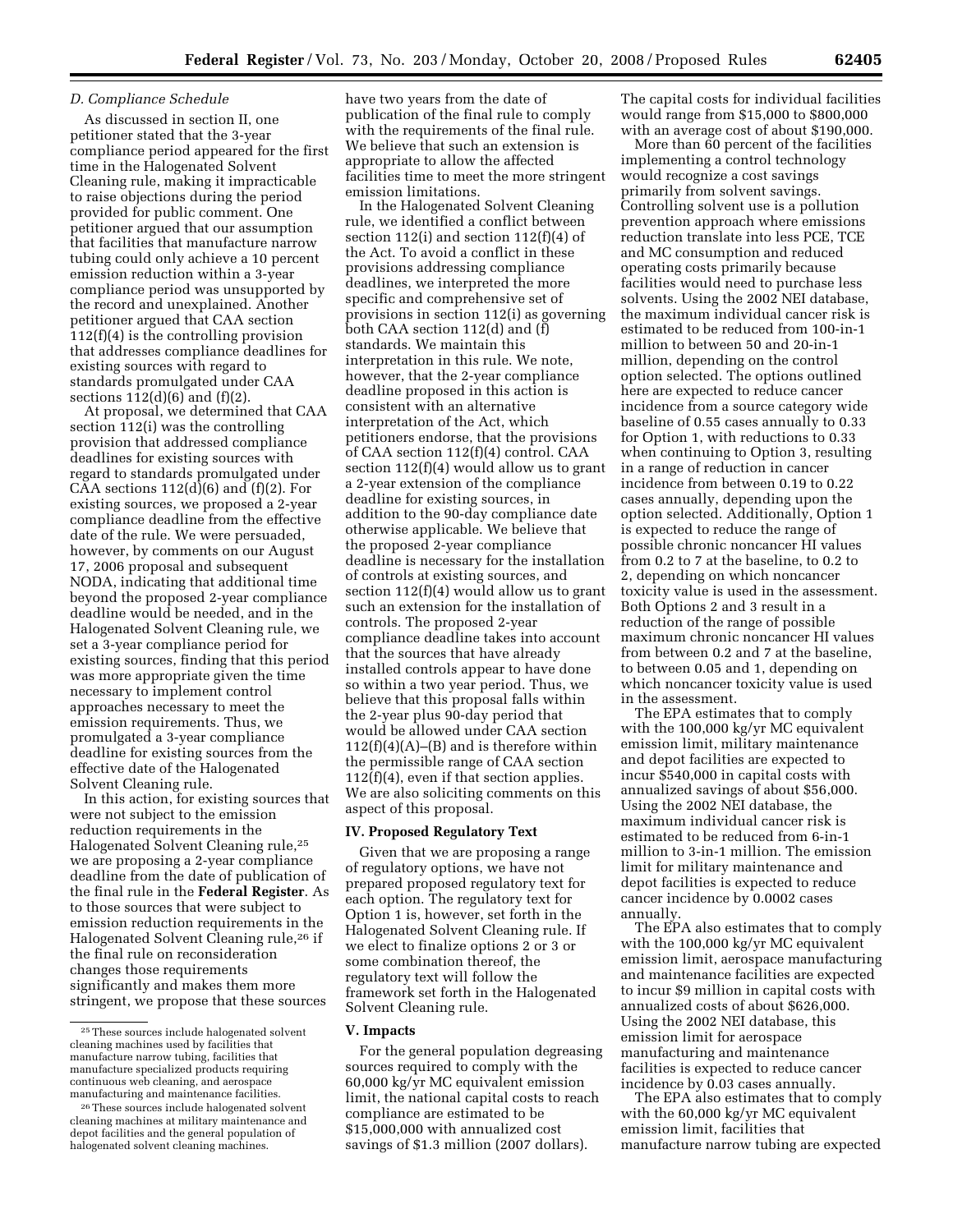### D. Compliance Schedule

As discussed in section II, one petitioner stated that the 3-year compliance period appeared for the first time in the Halogenated Solvent Cleaning rule, making it impracticable to raise objections during the period provided for public comment. One petitioner argued that our assumption that facilities that manufacture narrow tubing could only achieve a 10 percent emission reduction within a 3-year compliance period was unsupported by the record and unexplained. Another petitioner argued that CAA section 112(f)(4) is the controlling provision that addresses compliance deadlines for existing sources with regard to standards promulgated under CAA sections 112(d)(6) and (f)(2).

At proposal, we determined that CAA section 112(i) was the controlling provision that addressed compliance deadlines for existing sources with regard to standards promulgated under CAA sections 112(d)(6) and (f)(2). For existing sources, we proposed a 2-year compliance deadline from the effective date of the rule. We were persuaded, however, by comments on our August 17, 2006 proposal and subsequent NODA, indicating that additional time beyond the proposed 2-year compliance deadline would be needed, and in the Halogenated Solvent Cleaning rule, we set a 3-year compliance period for existing sources, finding that this period was more appropriate given the time necessary to implement control approaches necessary to meet the emission requirements. Thus, we promulgated a 3-year compliance deadline for existing sources from the effective date of the Halogenated Solvent Cleaning rule.

In this action, for existing sources that were not subject to the emission reduction requirements in the Halogenated Solvent Cleaning rule,[25] we are proposing a 2-year compliance deadline from the date of publication of the final rule in the **Federal Register**. As to those sources that were subject to emission reduction requirements in the Halogenated Solvent Cleaning rule,[26] if the final rule on reconsideration changes those requirements significantly and makes them more stringent, we propose that these sources have two years from the date of publication of the final rule to comply with the requirements of the final rule. We believe that such an extension is appropriate to allow the affected facilities time to meet the more stringent emission limitations.

In the Halogenated Solvent Cleaning rule, we identified a conflict between section 112(i) and section 112(f)(4) of the Act. To avoid a conflict in these provisions addressing compliance deadlines, we interpreted the more specific and comprehensive set of provisions in section 112(i) as governing both CAA section 112(d) and (f) standards. We maintain this interpretation in this rule. We note, however, that the 2-year compliance deadline proposed in this action is consistent with an alternative interpretation of the Act, which petitioners endorse, that the provisions of CAA section 112(f)(4) control. CAA section 112(f)(4) would allow us to grant a 2-year extension of the compliance deadline for existing sources, in addition to the 90-day compliance date otherwise applicable. We believe that the proposed 2-year compliance deadline is necessary for the installation of controls at existing sources, and section 112(f)(4) would allow us to grant such an extension for the installation of controls. The proposed 2-year compliance deadline takes into account that the sources that have already installed controls appear to have done so within a two year period. Thus, we believe that this proposal falls within the 2-year plus 90-day period that would be allowed under CAA section 112(f)(4)(A)–(B) and is therefore within the permissible range of CAA section 112(f)(4), even if that section applies. We are also soliciting comments on this aspect of this proposal.

## IV. Proposed Regulatory Text

Given that we are proposing a range of regulatory options, we have not prepared proposed regulatory text for each option. The regulatory text for Option 1 is, however, set forth in the Halogenated Solvent Cleaning rule. If we elect to finalize options 2 or 3 or some combination thereof, the regulatory text will follow the framework set forth in the Halogenated Solvent Cleaning rule.

## V. Impacts

For the general population degreasing sources required to comply with the 60,000 kg/yr MC equivalent emission limit, the national capital costs to reach compliance are estimated to be $15,000,000 with annualized cost savings of $1.3 million (2007 dollars). The capital costs for individual facilities would range from $15,000 to $800,000 with an average cost of about $190,000.

More than 60 percent of the facilities implementing a control technology would recognize a cost savings primarily from solvent savings. Controlling solvent use is a pollution prevention approach where emissions reduction translate into less PCE, TCE and MC consumption and reduced operating costs primarily because facilities would need to purchase less solvents. Using the 2002 NEI database, the maximum individual cancer risk is estimated to be reduced from 100-in-1 million to between 50 and 20-in-1 million, depending on the control option selected. The options outlined here are expected to reduce cancer incidence from a source category wide baseline of 0.55 cases annually to 0.33 for Option 1, with reductions to 0.33 when continuing to Option 3, resulting in a range of reduction in cancer incidence from between 0.19 to 0.22 cases annually, depending upon the option selected. Additionally, Option 1 is expected to reduce the range of possible chronic noncancer HI values from 0.2 to 7 at the baseline, to 0.2 to 2, depending on which noncancer toxicity value is used in the assessment. Both Options 2 and 3 result in a reduction of the range of possible maximum chronic noncancer HI values from between 0.2 and 7 at the baseline, to between 0.05 and 1, depending on which noncancer toxicity value is used in the assessment.

The EPA estimates that to comply with the 100,000 kg/yr MC equivalent emission limit, military maintenance and depot facilities are expected to incur $540,000 in capital costs with annualized savings of about $56,000. Using the 2002 NEI database, the maximum individual cancer risk is estimated to be reduced from 6-in-1 million to 3-in-1 million. The emission limit for military maintenance and depot facilities is expected to reduce cancer incidence by 0.0002 cases annually.

The EPA also estimates that to comply with the 100,000 kg/yr MC equivalent emission limit, aerospace manufacturing and maintenance facilities are expected to incur $9 million in capital costs with annualized costs of about $626,000. Using the 2002 NEI database, this emission limit for aerospace manufacturing and maintenance facilities is expected to reduce cancer incidence by 0.03 cases annually.

The EPA also estimates that to comply with the 60,000 kg/yr MC equivalent emission limit, facilities that manufacture narrow tubing are expected

---

[25] These sources include halogenated solvent cleaning machines used by facilities that manufacture narrow tubing, facilities that manufacture specialized products requiring continuous web cleaning, and aerospace manufacturing and maintenance facilities.

[26] These sources include halogenated solvent cleaning machines at military maintenance and depot facilities and the general population of halogenated solvent cleaning machines.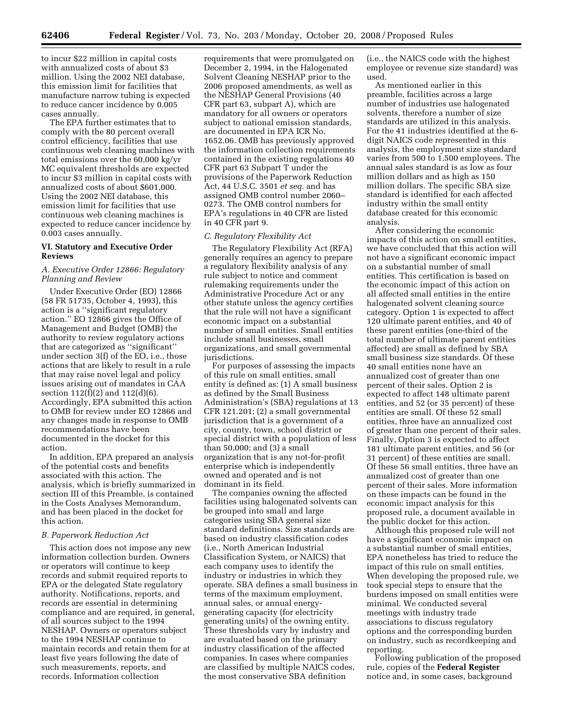to incur $22 million in capital costs with annualized costs of about $3 million. Using the 2002 NEI database, this emission limit for facilities that manufacture narrow tubing is expected to reduce cancer incidence by 0.005 cases annually.

The EPA further estimates that to comply with the 80 percent overall control efficiency, facilities that use continuous web cleaning machines with total emissions over the 60,000 kg/yr MC equivalent thresholds are expected to incur $3 million in capital costs with annualized costs of about $601,000. Using the 2002 NEI database, this emission limit for facilities that use continuous web cleaning machines is expected to reduce cancer incidence by 0.003 cases annually.

## VI. Statutory and Executive Order Reviews

### *A. Executive Order 12866: Regulatory Planning and Review*

Under Executive Order (EO) 12866 (58 FR 51735, October 4, 1993), this action is a ''significant regulatory action.'' EO 12866 gives the Office of Management and Budget (OMB) the authority to review regulatory actions that are categorized as ''significant'' under section 3(f) of the EO, i.e., those actions that are likely to result in a rule that may raise novel legal and policy issues arising out of mandates in CAA section 112(f)(2) and 112(d)(6). Accordingly, EPA submitted this action to OMB for review under EO 12866 and any changes made in response to OMB recommendations have been documented in the docket for this action.

In addition, EPA prepared an analysis of the potential costs and benefits associated with this action. The analysis, which is briefly summarized in section III of this Preamble, is contained in the Costs Analyses Memorandum, and has been placed in the docket for this action.

### *B. Paperwork Reduction Act*

This action does not impose any new information collection burden. Owners or operators will continue to keep records and submit required reports to EPA or the delegated State regulatory authority. Notifications, reports, and records are essential in determining compliance and are required, in general, of all sources subject to the 1994 NESHAP. Owners or operators subject to the 1994 NESHAP continue to maintain records and retain them for at least five years following the date of such measurements, reports, and records. Information collection requirements that were promulgated on December 2, 1994, in the Halogenated Solvent Cleaning NESHAP prior to the 2006 proposed amendments, as well as the NESHAP General Provisions (40 CFR part 63, subpart A), which are mandatory for all owners or operators subject to national emission standards, are documented in EPA ICR No. 1652.06. OMB has previously approved the information collection requirements contained in the existing regulations 40 CFR part 63 Subpart T under the provisions of the Paperwork Reduction Act, 44 U.S.C. 3501 *et seq.* and has assigned OMB control number 2060–0273. The OMB control numbers for EPA's regulations in 40 CFR are listed in 40 CFR part 9.

### *C. Regulatory Flexibility Act*

The Regulatory Flexibility Act (RFA) generally requires an agency to prepare a regulatory flexibility analysis of any rule subject to notice and comment rulemaking requirements under the Administrative Procedure Act or any other statute unless the agency certifies that the rule will not have a significant economic impact on a substantial number of small entities. Small entities include small businesses, small organizations, and small governmental jurisdictions.

For purposes of assessing the impacts of this rule on small entities, small entity is defined as: (1) A small business as defined by the Small Business Administration's (SBA) regulations at 13 CFR 121.201; (2) a small governmental jurisdiction that is a government of a city, county, town, school district or special district with a population of less than 50,000; and (3) a small organization that is any not-for-profit enterprise which is independently owned and operated and is not dominant in its field.

The companies owning the affected facilities using halogenated solvents can be grouped into small and large categories using SBA general size standard definitions. Size standards are based on industry classification codes (i.e., North American Industrial Classification System, or NAICS) that each company uses to identify the industry or industries in which they operate. SBA defines a small business in terms of the maximum employment, annual sales, or annual energy-generating capacity (for electricity generating units) of the owning entity. These thresholds vary by industry and are evaluated based on the primary industry classification of the affected companies. In cases where companies are classified by multiple NAICS codes, the most conservative SBA definition (i.e., the NAICS code with the highest employee or revenue size standard) was used.

As mentioned earlier in this preamble, facilities across a large number of industries use halogenated solvents, therefore a number of size standards are utilized in this analysis. For the 41 industries identified at the 6-digit NAICS code represented in this analysis, the employment size standard varies from 500 to 1,500 employees. The annual sales standard is as low as four million dollars and as high as 150 million dollars. The specific SBA size standard is identified for each affected industry within the small entity database created for this economic analysis.

After considering the economic impacts of this action on small entities, we have concluded that this action will not have a significant economic impact on a substantial number of small entities. This certification is based on the economic impact of this action on all affected small entities in the entire halogenated solvent cleaning source category. Option 1 is expected to affect 120 ultimate parent entities, and 40 of these parent entities (one-third of the total number of ultimate parent entities affected) are small as defined by SBA small business size standards. Of these 40 small entities none have an annualized cost of greater than one percent of their sales. Option 2 is expected to affect 148 ultimate parent entities, and 52 (or 35 percent) of these entities are small. Of these 52 small entities, three have an annualized cost of greater than one percent of their sales. Finally, Option 3 is expected to affect 181 ultimate parent entities, and 56 (or 31 percent) of these entities are small. Of these 56 small entities, three have an annualized cost of greater than one percent of their sales. More information on these impacts can be found in the economic impact analysis for this proposed rule, a document available in the public docket for this action.

Although this proposed rule will not have a significant economic impact on a substantial number of small entities, EPA nonetheless has tried to reduce the impact of this rule on small entities. When developing the proposed rule, we took special steps to ensure that the burdens imposed on small entities were minimal. We conducted several meetings with industry trade associations to discuss regulatory options and the corresponding burden on industry, such as recordkeeping and reporting.

Following publication of the proposed rule, copies of the **Federal Register** notice and, in some cases, background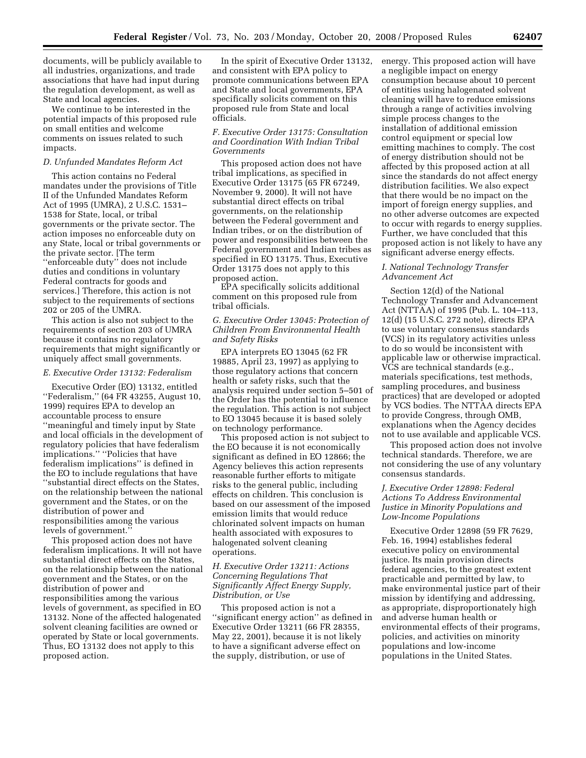documents, will be publicly available to all industries, organizations, and trade associations that have had input during the regulation development, as well as State and local agencies.

We continue to be interested in the potential impacts of this proposed rule on small entities and welcome comments on issues related to such impacts.

### *D. Unfunded Mandates Reform Act*

This action contains no Federal mandates under the provisions of Title II of the Unfunded Mandates Reform Act of 1995 (UMRA), 2 U.S.C. 1531–1538 for State, local, or tribal governments or the private sector. The action imposes no enforceable duty on any State, local or tribal governments or the private sector. [The term ''enforceable duty'' does not include duties and conditions in voluntary Federal contracts for goods and services.] Therefore, this action is not subject to the requirements of sections 202 or 205 of the UMRA.

This action is also not subject to the requirements of section 203 of UMRA because it contains no regulatory requirements that might significantly or uniquely affect small governments.

### *E. Executive Order 13132: Federalism*

Executive Order (EO) 13132, entitled ''Federalism,'' (64 FR 43255, August 10, 1999) requires EPA to develop an accountable process to ensure ''meaningful and timely input by State and local officials in the development of regulatory policies that have federalism implications.'' ''Policies that have federalism implications'' is defined in the EO to include regulations that have ''substantial direct effects on the States, on the relationship between the national government and the States, or on the distribution of power and responsibilities among the various levels of government.''

This proposed action does not have federalism implications. It will not have substantial direct effects on the States, on the relationship between the national government and the States, or on the distribution of power and responsibilities among the various levels of government, as specified in EO 13132. None of the affected halogenated solvent cleaning facilities are owned or operated by State or local governments. Thus, EO 13132 does not apply to this proposed action.

In the spirit of Executive Order 13132, and consistent with EPA policy to promote communications between EPA and State and local governments, EPA specifically solicits comment on this proposed rule from State and local officials.

### *F. Executive Order 13175: Consultation and Coordination With Indian Tribal Governments*

This proposed action does not have tribal implications, as specified in Executive Order 13175 (65 FR 67249, November 9, 2000). It will not have substantial direct effects on tribal governments, on the relationship between the Federal government and Indian tribes, or on the distribution of power and responsibilities between the Federal government and Indian tribes as specified in EO 13175. Thus, Executive Order 13175 does not apply to this proposed action.

EPA specifically solicits additional comment on this proposed rule from tribal officials.

### *G. Executive Order 13045: Protection of Children From Environmental Health and Safety Risks*

EPA interprets EO 13045 (62 FR 19885, April 23, 1997) as applying to those regulatory actions that concern health or safety risks, such that the analysis required under section 5–501 of the Order has the potential to influence the regulation. This action is not subject to EO 13045 because it is based solely on technology performance.

This proposed action is not subject to the EO because it is not economically significant as defined in EO 12866; the Agency believes this action represents reasonable further efforts to mitigate risks to the general public, including effects on children. This conclusion is based on our assessment of the imposed emission limits that would reduce chlorinated solvent impacts on human health associated with exposures to halogenated solvent cleaning operations.

### *H. Executive Order 13211: Actions Concerning Regulations That Significantly Affect Energy Supply, Distribution, or Use*

This proposed action is not a ''significant energy action'' as defined in Executive Order 13211 (66 FR 28355, May 22, 2001), because it is not likely to have a significant adverse effect on the supply, distribution, or use of energy. This proposed action will have a negligible impact on energy consumption because about 10 percent of entities using halogenated solvent cleaning will have to reduce emissions through a range of activities involving simple process changes to the installation of additional emission control equipment or special low emitting machines to comply. The cost of energy distribution should not be affected by this proposed action at all since the standards do not affect energy distribution facilities. We also expect that there would be no impact on the import of foreign energy supplies, and no other adverse outcomes are expected to occur with regards to energy supplies. Further, we have concluded that this proposed action is not likely to have any significant adverse energy effects.

### *I. National Technology Transfer Advancement Act*

Section 12(d) of the National Technology Transfer and Advancement Act (NTTAA) of 1995 (Pub. L. 104–113, 12(d) (15 U.S.C. 272 note), directs EPA to use voluntary consensus standards (VCS) in its regulatory activities unless to do so would be inconsistent with applicable law or otherwise impractical. VCS are technical standards (e.g., materials specifications, test methods, sampling procedures, and business practices) that are developed or adopted by VCS bodies. The NTTAA directs EPA to provide Congress, through OMB, explanations when the Agency decides not to use available and applicable VCS.

This proposed action does not involve technical standards. Therefore, we are not considering the use of any voluntary consensus standards.

### *J. Executive Order 12898: Federal Actions To Address Environmental Justice in Minority Populations and Low-Income Populations*

Executive Order 12898 (59 FR 7629, Feb. 16, 1994) establishes federal executive policy on environmental justice. Its main provision directs federal agencies, to the greatest extent practicable and permitted by law, to make environmental justice part of their mission by identifying and addressing, as appropriate, disproportionately high and adverse human health or environmental effects of their programs, policies, and activities on minority populations and low-income populations in the United States.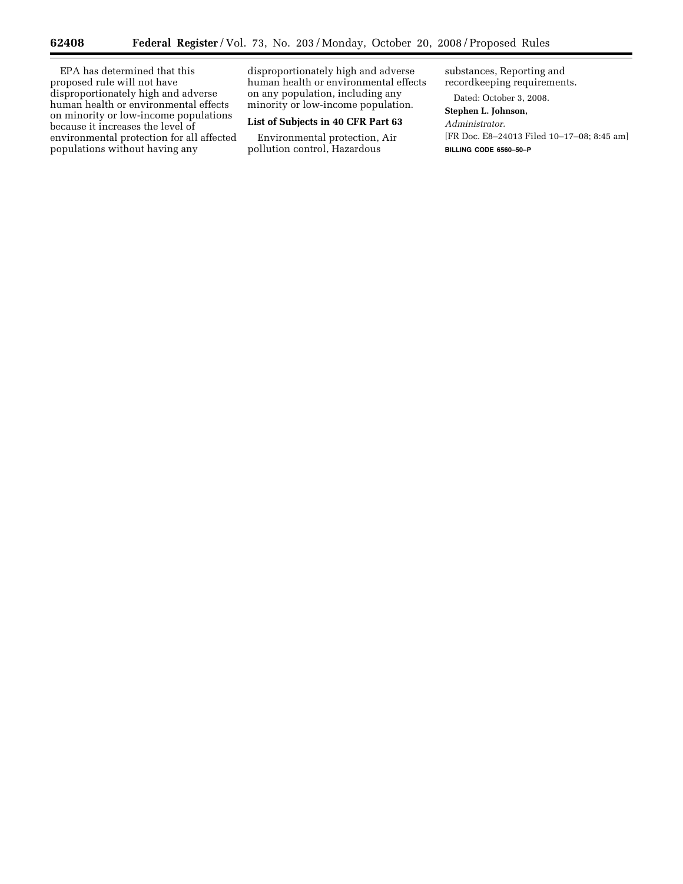EPA has determined that this proposed rule will not have disproportionately high and adverse human health or environmental effects on minority or low-income populations because it increases the level of environmental protection for all affected populations without having any disproportionately high and adverse human health or environmental effects on any population, including any minority or low-income population.

**List of Subjects in 40 CFR Part 63**

Environmental protection, Air pollution control, Hazardous substances, Reporting and recordkeeping requirements.

Dated: October 3, 2008.

**Stephen L. Johnson,**

*Administrator.*

[FR Doc. E8–24013 Filed 10–17–08; 8:45 am]

**BILLING CODE 6560–50–P**